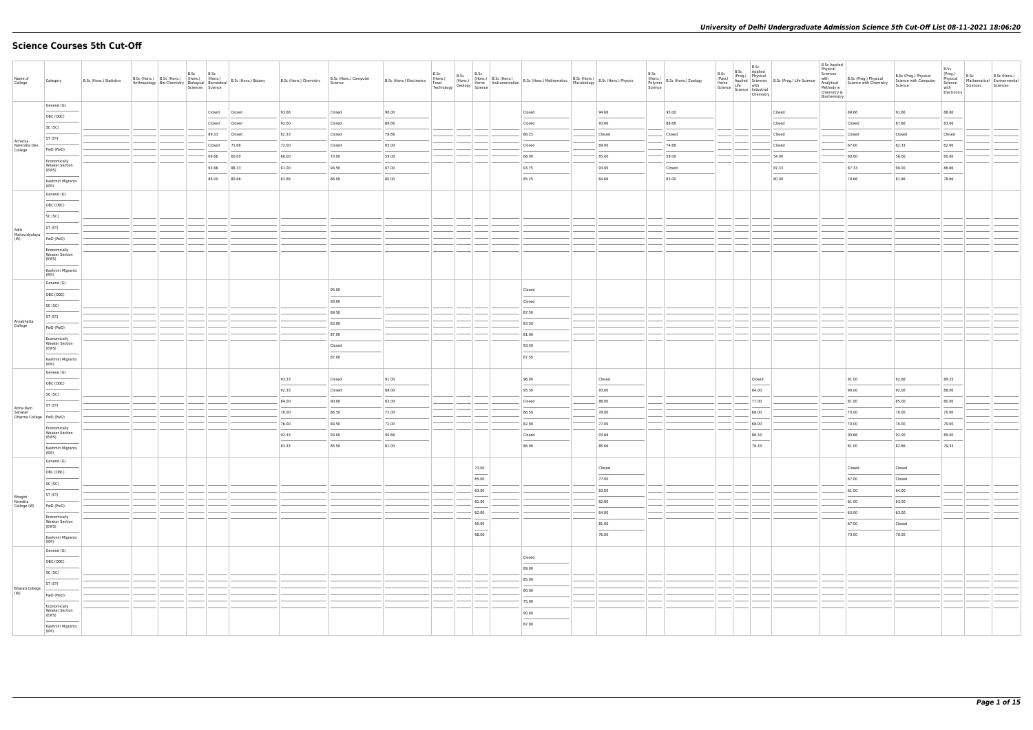| Name of College | Category | B.Sc (Hons.) Statistics | B.Sc (Hons.) Anthropology | B.Sc (Hons.) Bio-Chemistry | B.Sc (Hons.) Biological Sciences | B.Sc (Hons.) Biomedical Science | B.Sc (Hons.) Botany | B.Sc (Hons.) Chemistry | B.Sc (Hons.) Computer Science | B.Sc (Hons.) Electronics | B.Sc (Hons.) Food Technology | B.Sc (Hons.) Geology | B.Sc (Hons.) Home Science | B.Sc (Hons.) Instrumentation | B.Sc (Hons.) Mathematics | B.Sc (Hons.) Microbiology | B.Sc (Hons.) Physics | B.Sc (Hons.) Polymer Science | B.Sc (Hons.) Zoology | B.Sc (Pass) Home Science | B.Sc (Prog.) Applied Life Science | B.Sc Applied Physical Sciences with Industrial Chemistry | B.Sc (Prog.) Life Science | B.Sc Applied Physical Sciences with Analytical Methods in Chemistry & Biochemistry | B.Sc (Prog.) Physical Science with Chemistry | B.Sc (Prog.) Physical Science with Computer Science | B.Sc (Prog.) Physical Science with Electronics | B.Sc Mathematical Sciences | B.Sc (Hons.) Environmental Sciences |
|---|---|---|---|---|---|---|---|---|---|---|---|---|---|---|---|---|---|---|---|---|---|---|---|---|---|---|---|---|---|
| Acharya Narendra Dev College | General (G) | | | | | Closed | Closed | 93.66 | Closed | 90.00 | | | | | Closed | | 94.66 | | 93.00 | | | | Closed | | 89.66 | 91.66 | 88.66 | | |
| | OBC (OBC) | | | | | Closed | Closed | 92.00 | Closed | 86.66 | | | | | Closed | | 93.66 | | 88.66 | | | | Closed | | Closed | 87.66 | 83.66 | | |
| | SC (SC) | | | | | 89.33 | Closed | 82.33 | Closed | 78.66 | | | | | 88.25 | | Closed | | Closed | | | | Closed | | Closed | Closed | Closed | | |
| | ST (ST) | | | | | Closed | 71.66 | 72.00 | Closed | 65.00 | | | | | Closed | | 89.00 | | 74.66 | | | | Closed | | 67.00 | 62.33 | 62.66 | | |
| | PwD (PwD) | | | | | 69.66 | 60.00 | 66.00 | 70.00 | 59.00 | | | | | 68.00 | | 65.00 | | 59.00 | | | | 54.00 | | 60.00 | 58.00 | 60.00 | | |
| | Economically Weaker Section (EWS) | | | | | 93.66 | 88.33 | 91.00 | 94.50 | 87.00 | | | | | 93.75 | | 93.00 | | Closed | | | | 87.33 | | 87.33 | 90.00 | 86.66 | | |
| | Kashmiri Migrants (KM) | | | | | 86.00 | 80.66 | 83.66 | 86.00 | 80.00 | | | | | 85.25 | | 84.66 | | 83.00 | | | | 80.00 | | 79.66 | 81.66 | 78.66 | | |
| Aditi Mahavidyalaya (W) | General (G) | | | | | | | | | | | | | | | | | | | | | | | | | | | | |
| | OBC (OBC) | | | | | | | | | | | | | | | | | | | | | | | | | | | | |
| | SC (SC) | | | | | | | | | | | | | | | | | | | | | | | | | | | | |
| | ST (ST) | | | | | | | | | | | | | | | | | | | | | | | | | | | | |
| | PwD (PwD) | | | | | | | | | | | | | | | | | | | | | | | | | | | | |
| | Economically Weaker Section (EWS) | | | | | | | | | | | | | | | | | | | | | | | | | | | | |
| | Kashmiri Migrants (KM) | | | | | | | | | | | | | | | | | | | | | | | | | | | | |
| Aryabhatta College | General (G) | | | | | | | | 95.00 | | | | | | Closed | | | | | | | | | | | | | | |
| | OBC (OBC) | | | | | | | | 93.00 | | | | | | Closed | | | | | | | | | | | | | | |
| | SC (SC) | | | | | | | | 89.50 | | | | | | 87.50 | | | | | | | | | | | | | | |
| | ST (ST) | | | | | | | | 83.00 | | | | | | 83.50 | | | | | | | | | | | | | | |
| | PwD (PwD) | | | | | | | | 87.00 | | | | | | 81.00 | | | | | | | | | | | | | | |
| | Economically Weaker Section (EWS) | | | | | | | | Closed | | | | | | 93.50 | | | | | | | | | | | | | | |
| | Kashmiri Migrants (KM) | | | | | | | | 87.00 | | | | | | 87.50 | | | | | | | | | | | | | | |
| Atma Ram Sanatan Dharma College | General (G) | | | | | | | 93.33 | Closed | 91.00 | | | | | 96.00 | | Closed | | | | | Closed | | | 91.00 | 92.66 | 89.33 | | |
| | OBC (OBC) | | | | | | | 92.33 | Closed | 88.00 | | | | | 95.50 | | 93.00 | | | | | 84.00 | | | 90.00 | 92.00 | 88.00 | | |
| | SC (SC) | | | | | | | 84.00 | 90.00 | 83.00 | | | | | Closed | | 88.00 | | | | | 77.00 | | | 81.00 | 85.00 | 80.00 | | |
| | ST (ST) | | | | | | | 76.00 | 86.50 | 72.00 | | | | | 86.50 | | 78.00 | | | | | 68.00 | | | 70.00 | 70.00 | 70.00 | | |
| | PwD (PwD) | | | | | | | 76.00 | 84.50 | 72.00 | | | | | 82.00 | | 77.00 | | | | | 68.00 | | | 70.00 | 70.00 | 70.00 | | |
| | Economically Weaker Section (EWS) | | | | | | | 92.33 | 93.00 | 90.66 | | | | | Closed | | 93.66 | | | | | 86.33 | | | 90.66 | 92.00 | 89.00 | | |
| | Kashmiri Migrants (KM) | | | | | | | 83.33 | 85.50 | 81.00 | | | | | 86.00 | | 85.66 | | | | | 78.33 | | | 81.00 | 82.66 | 79.33 | | |
| Bhagini Nivedita College (W) | General (G) | | | | | | | | | | | | 73.00 | | | | Closed | | | | | | | | Closed | Closed | | | |
| | OBC (OBC) | | | | | | | | | | | | 65.00 | | | | 77.00 | | | | | | | | 67.00 | Closed | | | |
| | SC (SC) | | | | | | | | | | | | 63.00 | | | | 63.00 | | | | | | | | 61.00 | 64.00 | | | |
| | ST (ST) | | | | | | | | | | | | 61.00 | | | | 62.00 | | | | | | | | 61.00 | 63.00 | | | |
| | PwD (PwD) | | | | | | | | | | | | 62.00 | | | | 64.00 | | | | | | | | 63.00 | 63.00 | | | |
| | Economically Weaker Section (EWS) | | | | | | | | | | | | 65.00 | | | | 81.00 | | | | | | | | 67.00 | Closed | | | |
| | Kashmiri Migrants (KM) | | | | | | | | | | | | 68.00 | | | | 76.00 | | | | | | | | 70.00 | 70.00 | | | |
| Bharati College (W) | General (G) | | | | | | | | | | | | | | Closed | | | | | | | | | | | | | | |
| | OBC (OBC) | | | | | | | | | | | | | | 89.00 | | | | | | | | | | | | | | |
| | SC (SC) | | | | | | | | | | | | | | 85.00 | | | | | | | | | | | | | | |
| | ST (ST) | | | | | | | | | | | | | | 80.00 | | | | | | | | | | | | | | |
| | PwD (PwD) | | | | | | | | | | | | | | 75.00 | | | | | | | | | | | | | | |
| | Economically Weaker Section (EWS) | | | | | | | | | | | | | | 90.00 | | | | | | | | | | | | | | |
| | Kashmiri Migrants (KM) | | | | | | | | | | | | | | 87.00 | | | | | | | | | | | | | | |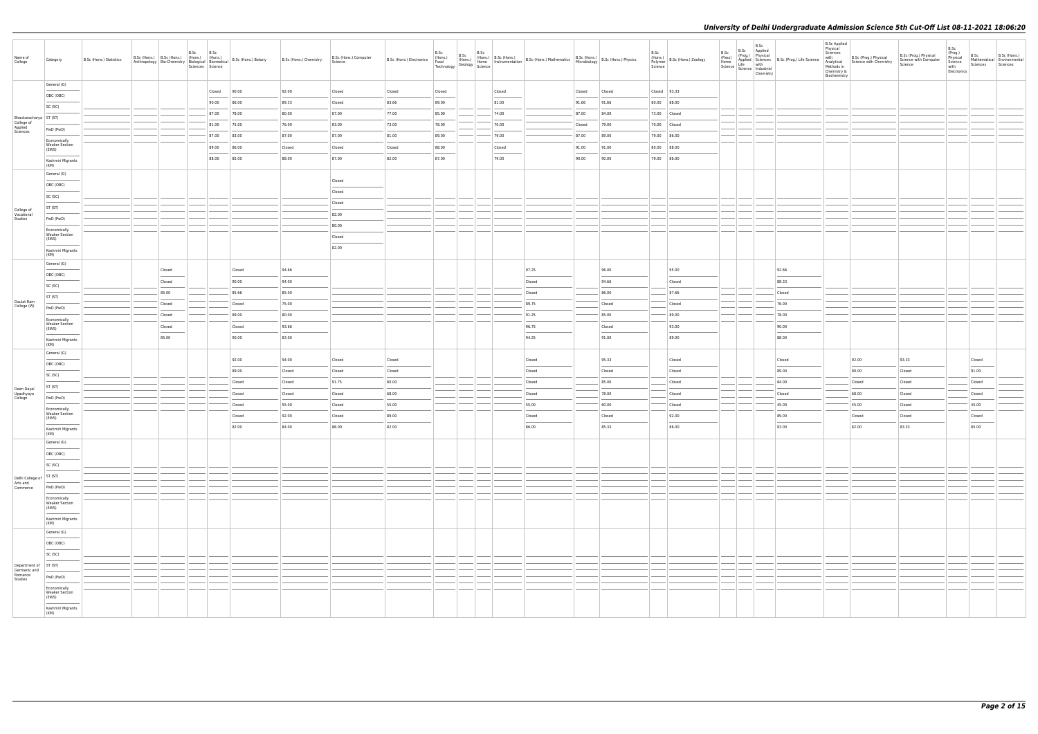| Name of College | Category | B.Sc (Hons.) Statistics | B.Sc (Hons.) Anthropology | B.Sc (Hons.) Bio-Chemistry | B.Sc (Hons.) Biological Sciences | B.Sc (Hons.) Biomedical Science | B.Sc (Hons.) Botany | B.Sc (Hons.) Chemistry | B.Sc (Hons.) Computer Science | B.Sc (Hons.) Electronics | B.Sc (Hons.) Food Technology | B.Sc (Hons.) Geology | B.Sc (Hons.) Home Science | B.Sc (Hons.) Instrumentation | B.Sc (Hons.) Mathematics | B.Sc (Hons.) Microbiology | B.Sc (Hons.) Physics | B.Sc (Hons.) Polymer Science | B.Sc (Hons.) Zoology | B.Sc (Pass) Home Science | B.Sc (Prog.) Applied Life Science | B.Sc Applied Physical Sciences with Industrial Chemistry | B.Sc (Prog.) Life Science | B.Sc Applied Physical Sciences with Analytical Methods in Chemistry & Biochemistry | B.Sc (Prog.) Physical Science with Chemistry | B.Sc (Prog.) Physical Science with Computer Science | B.Sc (Prog.) Physical Science with Electronics | B.Sc Mathematical Sciences | B.Sc (Hons.) Environmental Sciences |
|---|---|---|---|---|---|---|---|---|---|---|---|---|---|---|---|---|---|---|---|---|---|---|---|---|---|---|---|---|---|
| Bhaskaracharya College of Applied Sciences | General (G) | | | | | Closed | 90.00 | 92.00 | Closed | Closed | Closed | | | Closed | | Closed | Closed | Closed | 93.33 | | | | | | | | | | |
| | OBC (OBC) | | | | | 90.00 | 86.00 | 89.33 | Closed | 83.66 | 89.00 | | | 81.00 | | 91.66 | 91.66 | 80.00 | 88.00 | | | | | | | | | | |
| | SC (SC) | | | | | 87.00 | 78.00 | 80.00 | 87.00 | 77.00 | 85.00 | | | 74.00 | | 87.00 | 84.00 | 73.00 | Closed | | | | | | | | | | |
| | ST (ST) | | | | | 83.00 | 75.00 | 76.00 | 83.00 | 73.00 | 78.00 | | | 70.00 | | Closed | 79.00 | 70.00 | Closed | | | | | | | | | | |
| | PwD (PwD) | | | | | 87.00 | 83.00 | 87.00 | 87.00 | 81.00 | 89.00 | | | 79.00 | | 87.00 | 89.00 | 79.00 | 86.00 | | | | | | | | | | |
| | Economically Weaker Section (EWS) | | | | | 89.00 | 86.00 | Closed | Closed | Closed | 88.00 | | | Closed | | 91.00 | 91.00 | 80.00 | 88.00 | | | | | | | | | | |
| | Kashmiri Migrants (KM) | | | | | 88.00 | 85.00 | 88.00 | 87.00 | 82.00 | 87.00 | | | 79.00 | | 90.00 | 90.00 | 79.00 | 86.00 | | | | | | | | | | |
| College of Vocational Studies | General (G) | | | | | | | | Closed | | | | | | | | | | | | | | | | | | | | |
| | OBC (OBC) | | | | | | | | Closed | | | | | | | | | | | | | | | | | | | | |
| | SC (SC) | | | | | | | | Closed | | | | | | | | | | | | | | | | | | | | |
| | ST (ST) | | | | | | | | 82.00 | | | | | | | | | | | | | | | | | | | | |
| | PwD (PwD) | | | | | | | | 80.00 | | | | | | | | | | | | | | | | | | | | |
| | Economically Weaker Section (EWS) | | | | | | | | Closed | | | | | | | | | | | | | | | | | | | | |
| | Kashmiri Migrants (KM) | | | | | | | | 82.00 | | | | | | | | | | | | | | | | | | | | |
| Daulat Ram College (W) | General (G) | | | Closed | | | Closed | 94.66 | | | | | | | 97.25 | | 96.00 | | 95.00 | | | | 92.66 | | | | | | |
| | OBC (OBC) | | | Closed | | | 90.00 | 94.00 | | | | | | | Closed | | 94.66 | | Closed | | | | 88.33 | | | | | | |
| | SC (SC) | | | 85.00 | | | 85.66 | 85.00 | | | | | | | Closed | | 86.00 | | 87.66 | | | | Closed | | | | | | |
| | ST (ST) | | | Closed | | | Closed | 75.00 | | | | | | | 89.75 | | Closed | | Closed | | | | 76.00 | | | | | | |
| | PwD (PwD) | | | Closed | | | 89.00 | 80.00 | | | | | | | 91.25 | | 85.00 | | 89.00 | | | | 78.00 | | | | | | |
| | Economically Weaker Section (EWS) | | | Closed | | | Closed | 93.66 | | | | | | | 96.75 | | Closed | | 93.00 | | | | 90.00 | | | | | | |
| | Kashmiri Migrants (KM) | | | 85.00 | | | 90.00 | 83.00 | | | | | | | 94.25 | | 91.00 | | 89.00 | | | | 88.00 | | | | | | |
| Deen Dayal Upadhyaya College | General (G) | | | | | | 92.00 | 94.00 | Closed | Closed | | | | | Closed | | 95.33 | | Closed | | | | Closed | | 92.00 | 93.33 | | Closed | |
| | OBC (OBC) | | | | | | 89.00 | Closed | Closed | Closed | | | | | Closed | | Closed | | Closed | | | | 89.00 | | 90.00 | Closed | | 91.00 | |
| | SC (SC) | | | | | | Closed | Closed | 91.75 | 80.00 | | | | | Closed | | 85.00 | | Closed | | | | 84.00 | | Closed | Closed | | Closed | |
| | ST (ST) | | | | | | Closed | Closed | Closed | 68.00 | | | | | Closed | | 78.00 | | Closed | | | | Closed | | 68.00 | Closed | | Closed | |
| | PwD (PwD) | | | | | | Closed | 55.00 | Closed | 55.00 | | | | | 55.00 | | 60.00 | | Closed | | | | 45.00 | | 45.00 | Closed | | 45.00 | |
| | Economically Weaker Section (EWS) | | | | | | Closed | 92.00 | Closed | 89.00 | | | | | Closed | | Closed | | 92.00 | | | | 89.00 | | Closed | Closed | | Closed | |
| | Kashmiri Migrants (KM) | | | | | | 82.00 | 84.00 | 86.00 | 82.00 | | | | | 86.00 | | 85.33 | | 86.00 | | | | 83.00 | | 82.00 | 83.33 | | 85.00 | |
| Delhi College of Arts and Commerce | General (G) | | | | | | | | | | | | | | | | | | | | | | | | | | | | |
| | OBC (OBC) | | | | | | | | | | | | | | | | | | | | | | | | | | | | |
| | SC (SC) | | | | | | | | | | | | | | | | | | | | | | | | | | | | |
| | ST (ST) | | | | | | | | | | | | | | | | | | | | | | | | | | | | |
| | PwD (PwD) | | | | | | | | | | | | | | | | | | | | | | | | | | | | |
| | Economically Weaker Section (EWS) | | | | | | | | | | | | | | | | | | | | | | | | | | | | |
| | Kashmiri Migrants (KM) | | | | | | | | | | | | | | | | | | | | | | | | | | | | |
| Department of Germanic and Romance Studies | General (G) | | | | | | | | | | | | | | | | | | | | | | | | | | | | |
| | OBC (OBC) | | | | | | | | | | | | | | | | | | | | | | | | | | | | |
| | SC (SC) | | | | | | | | | | | | | | | | | | | | | | | | | | | | |
| | ST (ST) | | | | | | | | | | | | | | | | | | | | | | | | | | | | |
| | PwD (PwD) | | | | | | | | | | | | | | | | | | | | | | | | | | | | |
| | Economically Weaker Section (EWS) | | | | | | | | | | | | | | | | | | | | | | | | | | | | |
| | Kashmiri Migrants (KM) | | | | | | | | | | | | | | | | | | | | | | | | | | | | |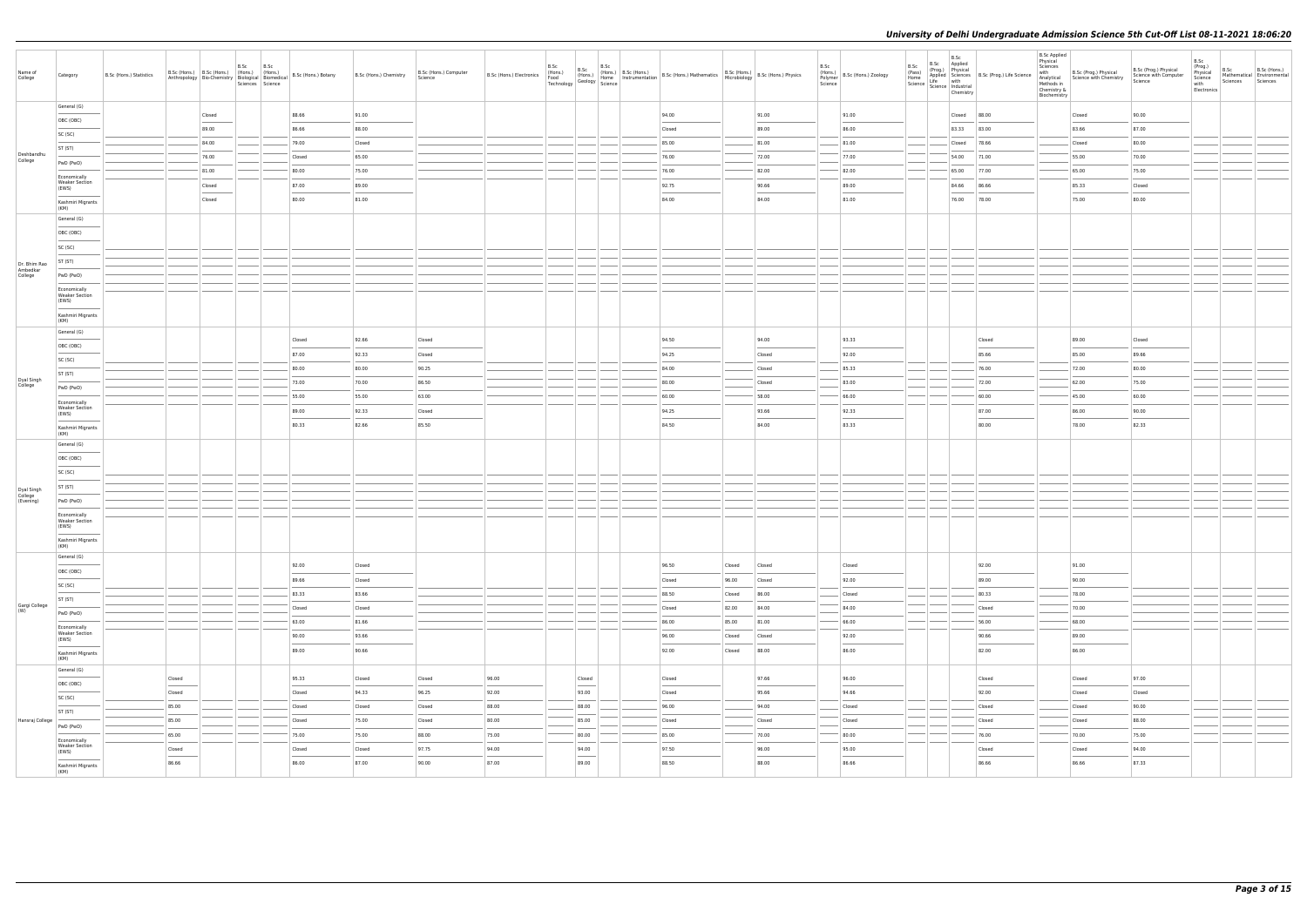| Name of College | Category | B.Sc (Hons.) Statistics | B.Sc (Hons.) Anthropology | B.Sc (Hons.) Bio-Chemistry | B.Sc (Hons.) Biological Sciences | B.Sc (Hons.) Biomedical Science | B.Sc (Hons.) Botany | B.Sc (Hons.) Chemistry | B.Sc (Hons.) Computer Science | B.Sc (Hons.) Electronics | B.Sc (Hons.) Food Technology | B.Sc (Hons.) Geology | B.Sc (Hons.) Home Science | B.Sc (Hons.) Instrumentation | B.Sc (Hons.) Mathematics | B.Sc (Hons.) Microbiology | B.Sc (Hons.) Physics | B.Sc (Hons.) Polymer Science | B.Sc (Hons.) Zoology | B.Sc (Pass) Home Science | B.Sc (Prog.) Applied Life Science | B.Sc Applied Physical Sciences with Industrial Chemistry | B.Sc (Prog.) Life Science | B.Sc Applied Physical Sciences with Analytical Methods in Chemistry & Biochemistry | B.Sc (Prog.) Physical Science with Chemistry | B.Sc (Prog.) Physical Science with Computer Science | B.Sc (Prog.) Physical Science with Electronics | B.Sc Mathematical Sciences | B.Sc (Hons.) Environmental Sciences |
|---|---|---|---|---|---|---|---|---|---|---|---|---|---|---|---|---|---|---|---|---|---|---|---|---|---|---|---|---|---|
| Deshbandhu College | General (G) | | | Closed | | | 88.66 | 91.00 | | | | | | | 94.00 | | 91.00 | | 91.00 | | | Closed | 88.00 | | Closed | 90.00 | | | |
| | OBC (OBC) | | | 89.00 | | | 86.66 | 88.00 | | | | | | | Closed | | 89.00 | | 86.00 | | | 83.33 | 83.00 | | 83.66 | 87.00 | | | |
| | SC (SC) | | | 84.00 | | | 79.00 | Closed | | | | | | | 85.00 | | 81.00 | | 81.00 | | | Closed | 78.66 | | Closed | 80.00 | | | |
| | ST (ST) | | | 76.00 | | | Closed | 65.00 | | | | | | | 76.00 | | 72.00 | | 77.00 | | | 54.00 | 71.00 | | 55.00 | 70.00 | | | |
| | PwD (PwD) | | | 81.00 | | | 80.00 | 75.00 | | | | | | | 76.00 | | 82.00 | | 82.00 | | | 65.00 | 77.00 | | 65.00 | 75.00 | | | |
| | Economically Weaker Section (EWS) | | | Closed | | | 87.00 | 89.00 | | | | | | | 92.75 | | 90.66 | | 89.00 | | | 84.66 | 86.66 | | 85.33 | Closed | | | |
| | Kashmiri Migrants (KM) | | | Closed | | | 80.00 | 81.00 | | | | | | | 84.00 | | 84.00 | | 81.00 | | | 76.00 | 78.00 | | 75.00 | 80.00 | | | |
| Dr. Bhim Rao Ambedkar College | General (G) | | | | | | | | | | | | | | | | | | | | | | | | | | | | |
| | OBC (OBC) | | | | | | | | | | | | | | | | | | | | | | | | | | | | |
| | SC (SC) | | | | | | | | | | | | | | | | | | | | | | | | | | | | |
| | ST (ST) | | | | | | | | | | | | | | | | | | | | | | | | | | | | |
| | PwD (PwD) | | | | | | | | | | | | | | | | | | | | | | | | | | | | |
| | Economically Weaker Section (EWS) | | | | | | | | | | | | | | | | | | | | | | | | | | | | |
| | Kashmiri Migrants (KM) | | | | | | | | | | | | | | | | | | | | | | | | | | | | |
| Dyal Singh College | General (G) | | | | | | Closed | 92.66 | Closed | | | | | | 94.50 | | 94.00 | | 93.33 | | | | Closed | | 89.00 | Closed | | | |
| | OBC (OBC) | | | | | | 87.00 | 92.33 | Closed | | | | | | 94.25 | | Closed | | 92.00 | | | | 85.66 | | 85.00 | 89.66 | | | |
| | SC (SC) | | | | | | 80.00 | 80.00 | 90.25 | | | | | | 84.00 | | Closed | | 85.33 | | | | 76.00 | | 72.00 | 80.00 | | | |
| | ST (ST) | | | | | | 73.00 | 70.00 | 86.50 | | | | | | 80.00 | | Closed | | 83.00 | | | | 72.00 | | 62.00 | 75.00 | | | |
| | PwD (PwD) | | | | | | 55.00 | 55.00 | 63.00 | | | | | | 60.00 | | 58.00 | | 66.00 | | | | 60.00 | | 45.00 | 60.00 | | | |
| | Economically Weaker Section (EWS) | | | | | | 89.00 | 92.33 | Closed | | | | | | 94.25 | | 93.66 | | 92.33 | | | | 87.00 | | 86.00 | 90.00 | | | |
| | Kashmiri Migrants (KM) | | | | | | 80.33 | 82.66 | 85.50 | | | | | | 84.50 | | 84.00 | | 83.33 | | | | 80.00 | | 78.00 | 82.33 | | | |
| Dyal Singh College (Evening) | General (G) | | | | | | | | | | | | | | | | | | | | | | | | | | | | |
| | OBC (OBC) | | | | | | | | | | | | | | | | | | | | | | | | | | | | |
| | SC (SC) | | | | | | | | | | | | | | | | | | | | | | | | | | | | |
| | ST (ST) | | | | | | | | | | | | | | | | | | | | | | | | | | | | |
| | PwD (PwD) | | | | | | | | | | | | | | | | | | | | | | | | | | | | |
| | Economically Weaker Section (EWS) | | | | | | | | | | | | | | | | | | | | | | | | | | | | |
| | Kashmiri Migrants (KM) | | | | | | | | | | | | | | | | | | | | | | | | | | | | |
| Gargi College (W) | General (G) | | | | | | 92.00 | Closed | | | | | | | 96.50 | Closed | Closed | | Closed | | | | 92.00 | | 91.00 | | | | |
| | OBC (OBC) | | | | | | 89.66 | Closed | | | | | | | Closed | 96.00 | Closed | | 92.00 | | | | 89.00 | | 90.00 | | | | |
| | SC (SC) | | | | | | 83.33 | 83.66 | | | | | | | 88.50 | Closed | 86.00 | | Closed | | | | 80.33 | | 78.00 | | | | |
| | ST (ST) | | | | | | Closed | Closed | | | | | | | Closed | 82.00 | 84.00 | | 84.00 | | | | Closed | | 70.00 | | | | |
| | PwD (PwD) | | | | | | 63.00 | 81.66 | | | | | | | 86.00 | 85.00 | 81.00 | | 66.00 | | | | 56.00 | | 68.00 | | | | |
| | Economically Weaker Section (EWS) | | | | | | 90.00 | 93.66 | | | | | | | 96.00 | Closed | Closed | | 92.00 | | | | 90.66 | | 89.00 | | | | |
| | Kashmiri Migrants (KM) | | | | | | 89.00 | 90.66 | | | | | | | 92.00 | Closed | 88.00 | | 86.00 | | | | 82.00 | | 86.00 | | | | |
| Hansraj College | General (G) | | Closed | | | | 95.33 | Closed | Closed | 96.00 | | Closed | | | Closed | | 97.66 | | 96.00 | | | | Closed | | Closed | 97.00 | | | |
| | OBC (OBC) | | Closed | | | | Closed | 94.33 | 96.25 | 92.00 | | 93.00 | | | Closed | | 95.66 | | 94.66 | | | | 92.00 | | Closed | Closed | | | |
| | SC (SC) | | 85.00 | | | | Closed | Closed | Closed | 88.00 | | 88.00 | | | 96.00 | | 94.00 | | Closed | | | | Closed | | Closed | 90.00 | | | |
| | ST (ST) | | 85.00 | | | | Closed | 75.00 | Closed | 80.00 | | 85.00 | | | Closed | | Closed | | Closed | | | | Closed | | Closed | 88.00 | | | |
| | PwD (PwD) | | 65.00 | | | | 75.00 | 75.00 | 88.00 | 75.00 | | 80.00 | | | 85.00 | | 70.00 | | 80.00 | | | | 76.00 | | 70.00 | 75.00 | | | |
| | Economically Weaker Section (EWS) | | Closed | | | | Closed | Closed | 97.75 | 94.00 | | 94.00 | | | 97.50 | | 96.00 | | 95.00 | | | | Closed | | Closed | 94.00 | | | |
| | Kashmiri Migrants (KM) | | 86.66 | | | | 86.00 | 87.00 | 90.00 | 87.00 | | 89.00 | | | 88.50 | | 88.00 | | 86.66 | | | | 86.66 | | 86.66 | 87.33 | | | |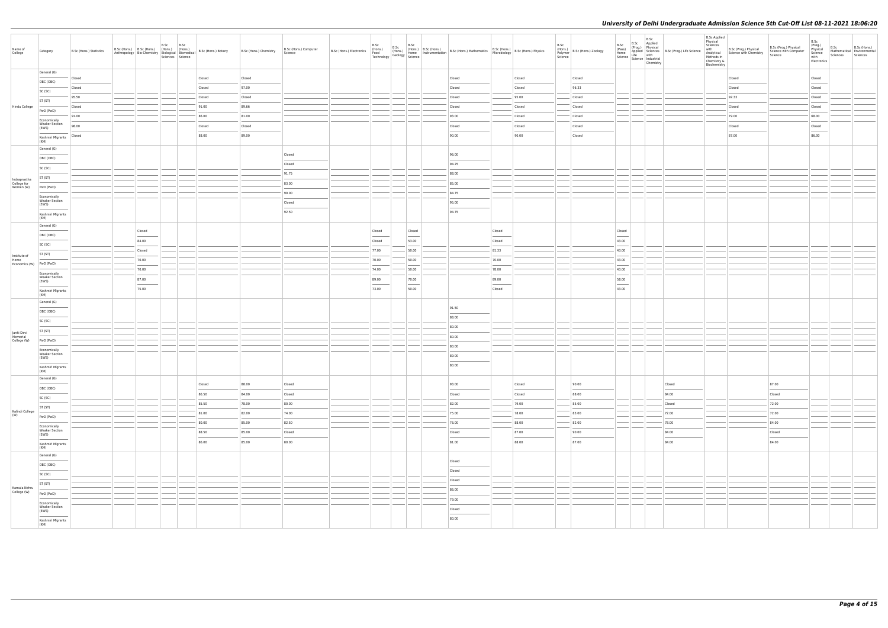| Name of College | Category | B.Sc (Hons.) Statistics | B.Sc (Hons.) Anthropology | B.Sc (Hons.) Bio-Chemistry | B.Sc (Hons.) Biological Sciences | B.Sc (Hons.) Biomedical Science | B.Sc (Hons.) Botany | B.Sc (Hons.) Chemistry | B.Sc (Hons.) Computer Science | B.Sc (Hons.) Electronics | B.Sc (Hons.) Food Technology | B.Sc (Hons.) Geology | B.Sc (Hons.) Home Science | B.Sc (Hons.) Instrumentation | B.Sc (Hons.) Mathematics | B.Sc (Hons.) Microbiology | B.Sc (Hons.) Physics | B.Sc (Hons.) Polymer Science | B.Sc (Hons.) Zoology | B.Sc (Pass) Home Science | B.Sc (Prog.) Applied Life Science | B.Sc Applied Physical Sciences with Industrial Chemistry | B.Sc (Prog.) Life Science | B.Sc Applied Physical Sciences with Analytical Methods in Chemistry & Biochemistry | B.Sc (Prog.) Physical Science with Chemistry | B.Sc (Prog.) Physical Science with Computer Science | B.Sc (Prog.) Physical Science with Electronics | B.Sc Mathematical Sciences | B.Sc (Hons.) Environmental Sciences |
|---|---|---|---|---|---|---|---|---|---|---|---|---|---|---|---|---|---|---|---|---|---|---|---|---|---|---|---|---|---|
| Hindu College | General (G) | Closed | | | | | Closed | Closed | | | | | | | Closed | | Closed | | Closed | | | | | | Closed | | Closed | | |
| | OBC (OBC) | Closed | | | | | Closed | 97.00 | | | | | | | Closed | | Closed | | 96.33 | | | | | | Closed | | Closed | | |
| | SC (SC) | 95.50 | | | | | Closed | Closed | | | | | | | Closed | | 95.00 | | Closed | | | | | | 92.33 | | Closed | | |
| | ST (ST) | Closed | | | | | 91.00 | 89.66 | | | | | | | Closed | | Closed | | Closed | | | | | | Closed | | Closed | | |
| | PwD (PwD) | 91.00 | | | | | 86.00 | 81.00 | | | | | | | 93.00 | | Closed | | Closed | | | | | | 79.00 | | 88.00 | | |
| | Economically Weaker Section (EWS) | 98.00 | | | | | Closed | Closed | | | | | | | Closed | | Closed | | Closed | | | | | | Closed | | Closed | | |
| | Kashmiri Migrants (KM) | Closed | | | | | 88.00 | 89.00 | | | | | | | 90.00 | | 90.00 | | Closed | | | | | | 87.00 | | 86.00 | | |
| Indraprastha College for Women (W) | General (G) | | | | | | | | Closed | | | | | | 96.00 | | | | | | | | | | | | | | |
| | OBC (OBC) | | | | | | | | Closed | | | | | | 94.25 | | | | | | | | | | | | | | |
| | SC (SC) | | | | | | | | 91.75 | | | | | | 88.00 | | | | | | | | | | | | | | |
| | ST (ST) | | | | | | | | 83.00 | | | | | | 85.00 | | | | | | | | | | | | | | |
| | PwD (PwD) | | | | | | | | 90.00 | | | | | | 84.75 | | | | | | | | | | | | | | |
| | Economically Weaker Section (EWS) | | | | | | | | Closed | | | | | | 95.00 | | | | | | | | | | | | | | |
| | Kashmiri Migrants (KM) | | | | | | | | 92.50 | | | | | | 94.75 | | | | | | | | | | | | | | |
| Institute of Home Economics (W) | General (G) | | | Closed | | | | | | | Closed | | Closed | | | Closed | | | | Closed | | | | | | | | | |
| | OBC (OBC) | | | 84.00 | | | | | | | Closed | | 53.00 | | | Closed | | | | 43.00 | | | | | | | | | |
| | SC (SC) | | | Closed | | | | | | | 77.00 | | 50.00 | | | 81.33 | | | | 43.00 | | | | | | | | | |
| | ST (ST) | | | 70.00 | | | | | | | 70.00 | | 50.00 | | | 70.00 | | | | 43.00 | | | | | | | | | |
| | PwD (PwD) | | | 70.00 | | | | | | | 74.00 | | 50.00 | | | 78.00 | | | | 43.00 | | | | | | | | | |
| | Economically Weaker Section (EWS) | | | 87.00 | | | | | | | 89.00 | | 70.00 | | | 89.00 | | | | 58.00 | | | | | | | | | |
| | Kashmiri Migrants (KM) | | | 75.00 | | | | | | | 73.00 | | 50.00 | | | Closed | | | | 43.00 | | | | | | | | | |
| Janki Devi Memorial College (W) | General (G) | | | | | | | | | | | | | | 91.50 | | | | | | | | | | | | | | |
| | OBC (OBC) | | | | | | | | | | | | | | 88.00 | | | | | | | | | | | | | | |
| | SC (SC) | | | | | | | | | | | | | | 80.00 | | | | | | | | | | | | | | |
| | ST (ST) | | | | | | | | | | | | | | 80.00 | | | | | | | | | | | | | | |
| | PwD (PwD) | | | | | | | | | | | | | | 80.00 | | | | | | | | | | | | | | |
| | Economically Weaker Section (EWS) | | | | | | | | | | | | | | 89.00 | | | | | | | | | | | | | | |
| | Kashmiri Migrants (KM) | | | | | | | | | | | | | | 80.00 | | | | | | | | | | | | | | |
| Kalindi College (W) | General (G) | | | | | | Closed | 88.00 | Closed | | | | | | 93.00 | | Closed | | 90.00 | | | | Closed | | | 87.00 | | | |
| | OBC (OBC) | | | | | | 86.50 | 84.00 | Closed | | | | | | Closed | | Closed | | 88.00 | | | | 84.00 | | | Closed | | | |
| | SC (SC) | | | | | | 85.50 | 78.00 | 80.00 | | | | | | 82.00 | | 79.00 | | 85.00 | | | | Closed | | | 72.00 | | | |
| | ST (ST) | | | | | | 81.00 | 82.00 | 74.00 | | | | | | 75.00 | | 78.00 | | 83.00 | | | | 72.00 | | | 72.00 | | | |
| | PwD (PwD) | | | | | | 80.00 | 85.00 | 82.50 | | | | | | 76.00 | | 88.00 | | 82.00 | | | | 78.00 | | | 84.00 | | | |
| | Economically Weaker Section (EWS) | | | | | | 88.50 | 85.00 | Closed | | | | | | Closed | | 87.00 | | 90.00 | | | | 84.00 | | | Closed | | | |
| | Kashmiri Migrants (KM) | | | | | | 86.00 | 85.00 | 80.00 | | | | | | 81.00 | | 88.00 | | 87.00 | | | | 84.00 | | | 84.00 | | | |
| Kamala Nehru College (W) | General (G) | | | | | | | | | | | | | | Closed | | | | | | | | | | | | | | |
| | OBC (OBC) | | | | | | | | | | | | | | Closed | | | | | | | | | | | | | | |
| | SC (SC) | | | | | | | | | | | | | | Closed | | | | | | | | | | | | | | |
| | ST (ST) | | | | | | | | | | | | | | 86.00 | | | | | | | | | | | | | | |
| | PwD (PwD) | | | | | | | | | | | | | | 79.00 | | | | | | | | | | | | | | |
| | Economically Weaker Section (EWS) | | | | | | | | | | | | | | Closed | | | | | | | | | | | | | | |
| | Kashmiri Migrants (KM) | | | | | | | | | | | | | | 80.00 | | | | | | | | | | | | | | |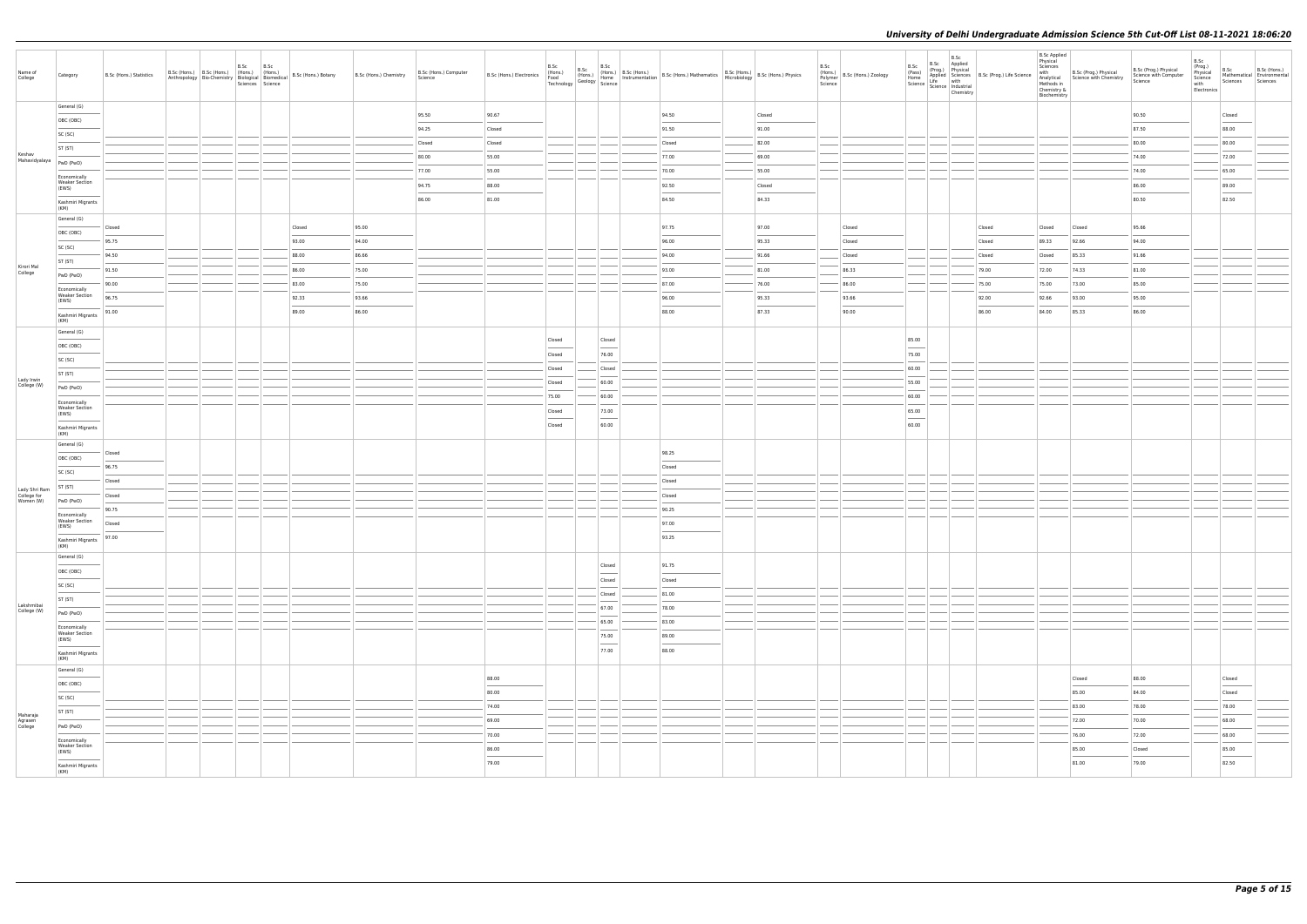| Name of College | Category | B.Sc (Hons.) Statistics | B.Sc (Hons.) Anthropology | B.Sc (Hons.) Bio-Chemistry | B.Sc (Hons.) Biological Sciences | B.Sc (Hons.) Biomedical Science | B.Sc (Hons.) Botany | B.Sc (Hons.) Chemistry | B.Sc (Hons.) Computer Science | B.Sc (Hons.) Electronics | B.Sc (Hons.) Food Technology | B.Sc (Hons.) Geology | B.Sc (Hons.) Home Science | B.Sc (Hons.) Instrumentation | B.Sc (Hons.) Mathematics | B.Sc (Hons.) Microbiology | B.Sc (Hons.) Physics | B.Sc (Hons.) Polymer Science | B.Sc (Hons.) Zoology | B.Sc (Pass) Home Science | B.Sc (Prog.) Applied Life Science | B.Sc Applied Physical Sciences with Industrial Chemistry | B.Sc (Prog.) Life Science | B.Sc Applied Physical Sciences with Analytical Methods in Chemistry & Biochemistry | B.Sc (Prog.) Physical Science with Chemistry | B.Sc (Prog.) Physical Science with Computer Science | B.Sc (Prog.) Physical Science with Electronics | B.Sc Mathematical Sciences | B.Sc (Hons.) Environmental Sciences |
|---|---|---|---|---|---|---|---|---|---|---|---|---|---|---|---|---|---|---|---|---|---|---|---|---|---|---|---|---|---|
| Keshav Mahavidyalaya | General (G) | | | | | | | | 95.50 | 90.67 | | | | | 94.50 | | Closed | | | | | | | | | 90.50 | | Closed | |
| | OBC (OBC) | | | | | | | | 94.25 | Closed | | | | | 91.50 | | 91.00 | | | | | | | | | 87.50 | | 88.00 | |
| | SC (SC) | | | | | | | | Closed | Closed | | | | | Closed | | 82.00 | | | | | | | | | 80.00 | | 80.00 | |
| | ST (ST) | | | | | | | | 80.00 | 55.00 | | | | | 77.00 | | 69.00 | | | | | | | | | 74.00 | | 72.00 | |
| | PwD (PwD) | | | | | | | | 77.00 | 55.00 | | | | | 70.00 | | 55.00 | | | | | | | | | 74.00 | | 65.00 | |
| | Economically Weaker Section (EWS) | | | | | | | | 94.75 | 88.00 | | | | | 92.50 | | Closed | | | | | | | | | 86.00 | | 89.00 | |
| | Kashmiri Migrants (KM) | | | | | | | | 86.00 | 81.00 | | | | | 84.50 | | 84.33 | | | | | | | | | 80.50 | | 82.50 | |
| Kirori Mal College | General (G) | Closed | | | | | Closed | 95.00 | | | | | | | 97.75 | | 97.00 | | Closed | | | | Closed | Closed | Closed | 95.66 | | | |
| | OBC (OBC) | 95.75 | | | | | 93.00 | 94.00 | | | | | | | 96.00 | | 95.33 | | Closed | | | | Closed | 89.33 | 92.66 | 94.00 | | | |
| | SC (SC) | 94.50 | | | | | 88.00 | 86.66 | | | | | | | 94.00 | | 91.66 | | Closed | | | | Closed | Closed | 85.33 | 91.66 | | | |
| | ST (ST) | 91.50 | | | | | 86.00 | 75.00 | | | | | | | 93.00 | | 81.00 | | 86.33 | | | | 79.00 | 72.00 | 74.33 | 81.00 | | | |
| | PwD (PwD) | 90.00 | | | | | 83.00 | 75.00 | | | | | | | 87.00 | | 76.00 | | 86.00 | | | | 75.00 | 75.00 | 73.00 | 85.00 | | | |
| | Economically Weaker Section (EWS) | 96.75 | | | | | 92.33 | 93.66 | | | | | | | 96.00 | | 95.33 | | 93.66 | | | | 92.00 | 92.66 | 93.00 | 95.00 | | | |
| | Kashmiri Migrants (KM) | 91.00 | | | | | 89.00 | 86.00 | | | | | | | 88.00 | | 87.33 | | 90.00 | | | | 86.00 | 84.00 | 85.33 | 86.00 | | | |
| Lady Irwin College (W) | General (G) | | | | | | | | | | Closed | | Closed | | | | | | | 85.00 | | | | | | | | | |
| | OBC (OBC) | | | | | | | | | | Closed | | 76.00 | | | | | | | 75.00 | | | | | | | | | |
| | SC (SC) | | | | | | | | | | Closed | | Closed | | | | | | | 60.00 | | | | | | | | | |
| | ST (ST) | | | | | | | | | | Closed | | 60.00 | | | | | | | 55.00 | | | | | | | | | |
| | PwD (PwD) | | | | | | | | | | 75.00 | | 60.00 | | | | | | | 60.00 | | | | | | | | | |
| | Economically Weaker Section (EWS) | | | | | | | | | | Closed | | 73.00 | | | | | | | 65.00 | | | | | | | | | |
| | Kashmiri Migrants (KM) | | | | | | | | | | Closed | | 60.00 | | | | | | | 60.00 | | | | | | | | | |
| Lady Shri Ram College for Women (W) | General (G) | Closed | | | | | | | | | | | | | 98.25 | | | | | | | | | | | | | | |
| | OBC (OBC) | 96.75 | | | | | | | | | | | | | Closed | | | | | | | | | | | | | | |
| | SC (SC) | Closed | | | | | | | | | | | | | Closed | | | | | | | | | | | | | | |
| | ST (ST) | Closed | | | | | | | | | | | | | Closed | | | | | | | | | | | | | | |
| | PwD (PwD) | 90.75 | | | | | | | | | | | | | 90.25 | | | | | | | | | | | | | | |
| | Economically Weaker Section (EWS) | Closed | | | | | | | | | | | | | 97.00 | | | | | | | | | | | | | | |
| | Kashmiri Migrants (KM) | 97.00 | | | | | | | | | | | | | 93.25 | | | | | | | | | | | | | | |
| Lakshmibai College (W) | General (G) | | | | | | | | | | | | Closed | | 91.75 | | | | | | | | | | | | | | |
| | OBC (OBC) | | | | | | | | | | | | Closed | | Closed | | | | | | | | | | | | | | |
| | SC (SC) | | | | | | | | | | | | Closed | | 81.00 | | | | | | | | | | | | | | |
| | ST (ST) | | | | | | | | | | | | 67.00 | | 78.00 | | | | | | | | | | | | | | |
| | PwD (PwD) | | | | | | | | | | | | 65.00 | | 83.00 | | | | | | | | | | | | | | |
| | Economically Weaker Section (EWS) | | | | | | | | | | | | 75.00 | | 89.00 | | | | | | | | | | | | | | |
| | Kashmiri Migrants (KM) | | | | | | | | | | | | 77.00 | | 88.00 | | | | | | | | | | | | | | |
| Maharaja Agrasen College | General (G) | | | | | | | | | 88.00 | | | | | | | | | | | | | | | Closed | 88.00 | | Closed | |
| | OBC (OBC) | | | | | | | | | 80.00 | | | | | | | | | | | | | | | 85.00 | 84.00 | | Closed | |
| | SC (SC) | | | | | | | | | 74.00 | | | | | | | | | | | | | | | 83.00 | 78.00 | | 78.00 | |
| | ST (ST) | | | | | | | | | 69.00 | | | | | | | | | | | | | | | 72.00 | 70.00 | | 68.00 | |
| | PwD (PwD) | | | | | | | | | 70.00 | | | | | | | | | | | | | | | 76.00 | 72.00 | | 68.00 | |
| | Economically Weaker Section (EWS) | | | | | | | | | 86.00 | | | | | | | | | | | | | | | 85.00 | Closed | | 85.00 | |
| | Kashmiri Migrants (KM) | | | | | | | | | 79.00 | | | | | | | | | | | | | | | 81.00 | 79.00 | | 82.50 | |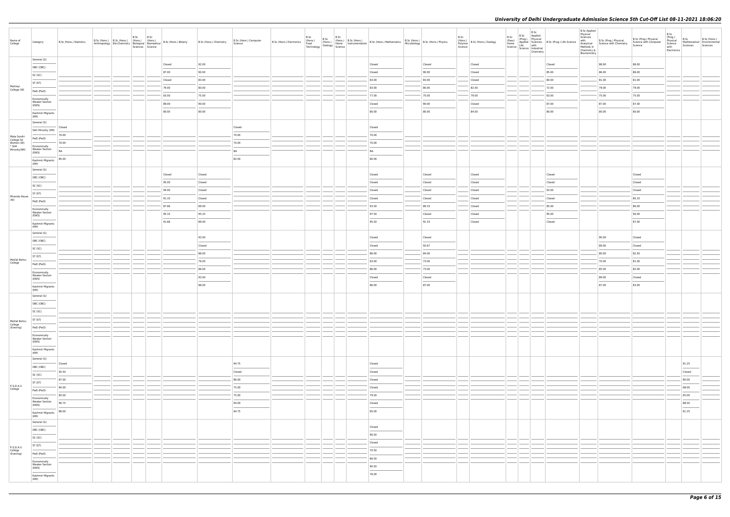| Name of College | Category | B.Sc (Hons.) Statistics | B.Sc (Hons.) Anthropology | B.Sc (Hons.) Bio-Chemistry | B.Sc (Hons.) Biological Sciences | B.Sc (Hons.) Biomedical Science | B.Sc (Hons.) Botany | B.Sc (Hons.) Chemistry | B.Sc (Hons.) Computer Science | B.Sc (Hons.) Electronics | B.Sc (Hons.) Food Technology | B.Sc (Hons.) Geology | B.Sc (Hons.) Home Science | B.Sc (Hons.) Instrumentation | B.Sc (Hons.) Mathematics | B.Sc (Hons.) Microbiology | B.Sc (Hons.) Physics | B.Sc (Hons.) Polymer Science | B.Sc (Hons.) Zoology | B.Sc (Pass) Home Science | B.Sc (Prog.) Applied Life Science | B.Sc Applied Physical Sciences with Industrial Chemistry | B.Sc (Prog.) Life Science | B.Sc Applied Physical Sciences with Analytical Methods in Chemistry & Biochemistry | B.Sc (Prog.) Physical Science with Chemistry | B.Sc (Prog.) Physical Science with Computer Science | B.Sc (Prog.) Physical Science with Electronics | B.Sc Mathematical Sciences | B.Sc (Hons.) Environmental Sciences |
|---|---|---|---|---|---|---|---|---|---|---|---|---|---|---|---|---|---|---|---|---|---|---|---|---|---|---|---|---|---|
| Maitreyi College (W) | General (G) | | | | | | Closed | 92.00 | | | | | | | Closed | | Closed | | Closed | | | | Closed | | 88.00 | 88.00 | | | |
| | OBC (OBC) | | | | | | 87.00 | 90.00 | | | | | | | Closed | | 90.00 | | Closed | | | | 85.00 | | 86.00 | 86.00 | | | |
| | SC (SC) | | | | | | Closed | 83.00 | | | | | | | 83.00 | | 83.00 | | Closed | | | | 80.00 | | 81.00 | 81.00 | | | |
| | ST (ST) | | | | | | 79.00 | 80.00 | | | | | | | 83.00 | | 80.00 | | 82.00 | | | | 72.00 | | 79.00 | 79.00 | | | |
| | PwD (PwD) | | | | | | 63.00 | 75.00 | | | | | | | 77.00 | | 75.00 | | 79.00 | | | | 63.00 | | 75.00 | 75.00 | | | |
| | Economically Weaker Section (EWS) | | | | | | 89.00 | 90.00 | | | | | | | Closed | | 90.00 | | Closed | | | | 87.00 | | 87.00 | 87.00 | | | |
| | Kashmiri Migrants (KM) | | | | | | 80.00 | 80.00 | | | | | | | 80.00 | | 80.00 | | 84.00 | | | | 80.00 | | 80.00 | 80.00 | | | |
| Mata Sundri College for Women (W) * Sikh Minority(SM) | General (G) | Closed | | | | | | | Closed | | | | | | Closed | | | | | | | | | | | | | | |
| | Sikh Minority (SM) | 70.00 | | | | | | | 70.00 | | | | | | 70.00 | | | | | | | | | | | | | | |
| | PwD (PwD) | 70.00 | | | | | | | 70.00 | | | | | | 70.00 | | | | | | | | | | | | | | |
| | Economically Weaker Section (EWS) | NA | | | | | | | NA | | | | | | NA | | | | | | | | | | | | | | |
| | Kashmiri Migrants (KM) | 85.00 | | | | | | | 82.00 | | | | | | 80.00 | | | | | | | | | | | | | | |
| Miranda House (W) | General (G) | | | | | | Closed | Closed | | | | | | | Closed | | Closed | | Closed | | | | Closed | | | Closed | | | |
| | OBC (OBC) | | | | | | 95.00 | Closed | | | | | | | Closed | | Closed | | Closed | | | | Closed | | | Closed | | | |
| | SC (SC) | | | | | | 94.00 | Closed | | | | | | | Closed | | Closed | | Closed | | | | 93.00 | | | Closed | | | |
| | ST (ST) | | | | | | 91.33 | Closed | | | | | | | Closed | | Closed | | Closed | | | | Closed | | | 85.33 | | | |
| | PwD (PwD) | | | | | | 87.66 | 89.00 | | | | | | | 93.50 | | 89.33 | | Closed | | | | 85.00 | | | 86.00 | | | |
| | Economically Weaker Section (EWS) | | | | | | 95.33 | 95.33 | | | | | | | 97.50 | | Closed | | Closed | | | | 95.00 | | | 94.00 | | | |
| | Kashmiri Migrants (KM) | | | | | | 91.66 | 89.00 | | | | | | | 95.50 | | 91.33 | | Closed | | | | Closed | | | 87.00 | | | |
| Motilal Nehru College | General (G) | | | | | | | 93.00 | | | | | | | Closed | | Closed | | | | | | | | 90.00 | Closed | | | |
| | OBC (OBC) | | | | | | | Closed | | | | | | | Closed | | 92.67 | | | | | | | | 89.00 | Closed | | | |
| | SC (SC) | | | | | | | 86.00 | | | | | | | 86.00 | | 84.00 | | | | | | | | 80.00 | 82.50 | | | |
| | ST (ST) | | | | | | | 76.00 | | | | | | | 83.00 | | 73.00 | | | | | | | | 70.00 | 81.00 | | | |
| | PwD (PwD) | | | | | | | 86.00 | | | | | | | 86.00 | | 73.00 | | | | | | | | 85.00 | 82.00 | | | |
| | Economically Weaker Section (EWS) | | | | | | | 93.00 | | | | | | | Closed | | Closed | | | | | | | | 89.00 | Closed | | | |
| | Kashmiri Migrants (KM) | | | | | | | 88.00 | | | | | | | 86.00 | | 87.00 | | | | | | | | 87.00 | 83.00 | | | |
| Motilal Nehru College (Evening) | General (G) | | | | | | | | | | | | | | | | | | | | | | | | | | | | |
| | OBC (OBC) | | | | | | | | | | | | | | | | | | | | | | | | | | | | |
| | SC (SC) | | | | | | | | | | | | | | | | | | | | | | | | | | | | |
| | ST (ST) | | | | | | | | | | | | | | | | | | | | | | | | | | | | |
| | PwD (PwD) | | | | | | | | | | | | | | | | | | | | | | | | | | | | |
| | Economically Weaker Section (EWS) | | | | | | | | | | | | | | | | | | | | | | | | | | | | |
| | Kashmiri Migrants (KM) | | | | | | | | | | | | | | | | | | | | | | | | | | | | |
| P.G.D.A.V. College | General (G) | Closed | | | | | | | 94.75 | | | | | | Closed | | | | | | | | | | | | | 91.25 | |
| | OBC (OBC) | 92.50 | | | | | | | Closed | | | | | | Closed | | | | | | | | | | | | | Closed | |
| | SC (SC) | 87.00 | | | | | | | 86.00 | | | | | | Closed | | | | | | | | | | | | | 80.00 | |
| | ST (ST) | 84.00 | | | | | | | 75.00 | | | | | | Closed | | | | | | | | | | | | | 68.00 | |
| | PwD (PwD) | 83.00 | | | | | | | 75.00 | | | | | | 79.50 | | | | | | | | | | | | | 65.00 | |
| | Economically Weaker Section (EWS) | 94.75 | | | | | | | 94.00 | | | | | | Closed | | | | | | | | | | | | | 88.50 | |
| | Kashmiri Migrants (KM) | 86.00 | | | | | | | 84.75 | | | | | | 85.00 | | | | | | | | | | | | | 81.25 | |
| P.G.D.A.V. College (Evening) | General (G) | | | | | | | | | | | | | | Closed | | | | | | | | | | | | | | |
| | OBC (OBC) | | | | | | | | | | | | | | 90.50 | | | | | | | | | | | | | | |
| | SC (SC) | | | | | | | | | | | | | | Closed | | | | | | | | | | | | | | |
| | ST (ST) | | | | | | | | | | | | | | 70.50 | | | | | | | | | | | | | | |
| | PwD (PwD) | | | | | | | | | | | | | | 66.50 | | | | | | | | | | | | | | |
| | Economically Weaker Section (EWS) | | | | | | | | | | | | | | 90.50 | | | | | | | | | | | | | | |
| | Kashmiri Migrants (KM) | | | | | | | | | | | | | | 76.00 | | | | | | | | | | | | | | |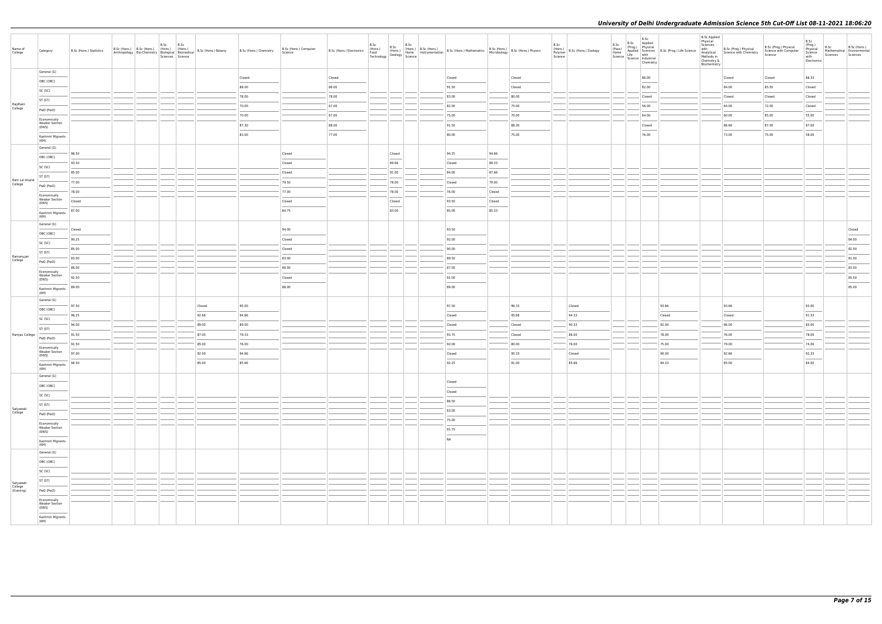| Name of College | Category | B.Sc (Hons.) Statistics | B.Sc (Hons.) Anthropology | B.Sc (Hons.) Bio-Chemistry | B.Sc (Hons.) Biological Sciences | B.Sc (Hons.) Biomedical Science | B.Sc (Hons.) Botany | B.Sc (Hons.) Chemistry | B.Sc (Hons.) Computer Science | B.Sc (Hons.) Electronics | B.Sc (Hons.) Food Technology | B.Sc (Hons.) Geology | B.Sc (Hons.) Home Science | B.Sc (Hons.) Instrumentation | B.Sc (Hons.) Mathematics | B.Sc (Hons.) Microbiology | B.Sc (Hons.) Physics | B.Sc (Hons.) Polymer Science | B.Sc (Hons.) Zoology | B.Sc (Pass) Home Science | B.Sc (Prog.) Applied Life Science | B.Sc Applied Physical Sciences with Industrial Chemistry | B.Sc (Prog.) Life Science | B.Sc Applied Physical Sciences with Analytical Methods in Chemistry & Biochemistry | B.Sc (Prog.) Physical Science with Chemistry | B.Sc (Prog.) Physical Science with Computer Science | B.Sc (Prog.) Physical Science with Electronics | B.Sc Mathematical Sciences | B.Sc (Hons.) Environmental Sciences |
|---|---|---|---|---|---|---|---|---|---|---|---|---|---|---|---|---|---|---|---|---|---|---|---|---|---|---|---|---|---|
| Rajdhani College | General (G) | | | | | | | Closed | | Closed | | | | | Closed | | Closed | | | | | 86.00 | | | Closed | Closed | 88.33 | | |
| | OBC (OBC) | | | | | | | 88.00 | | 86.00 | | | | | 91.50 | | Closed | | | | | 82.00 | | | 84.00 | 85.50 | Closed | | |
| | SC (SC) | | | | | | | 78.00 | | 78.00 | | | | | 83.00 | | 80.00 | | | | | Closed | | | Closed | Closed | Closed | | |
| | ST (ST) | | | | | | | 70.00 | | 67.00 | | | | | 82.00 | | 75.00 | | | | | 56.00 | | | 64.00 | 72.00 | Closed | | |
| | PwD (PwD) | | | | | | | 70.00 | | 67.00 | | | | | 75.00 | | 70.00 | | | | | 64.00 | | | 60.00 | 65.00 | 55.00 | | |
| | Economically Weaker Section (EWS) | | | | | | | 87.30 | | 88.00 | | | | | 91.50 | | 88.30 | | | | | Closed | | | 86.66 | 87.00 | 87.00 | | |
| | Kashmiri Migrants (KM) | | | | | | | 83.00 | | 77.00 | | | | | 80.00 | | 75.00 | | | | | 76.00 | | | 73.00 | 75.00 | 58.00 | | |
| Ram Lal Anand College | General (G) | 96.50 | | | | | | | Closed | | | Closed | | | 94.25 | 94.66 | | | | | | | | | | | | | |
| | OBC (OBC) | 93.50 | | | | | | | Closed | | | 89.66 | | | Closed | 89.33 | | | | | | | | | | | | | |
| | SC (SC) | 85.00 | | | | | | | Closed | | | 81.00 | | | 84.00 | 87.66 | | | | | | | | | | | | | |
| | ST (ST) | 77.00 | | | | | | | 79.50 | | | 78.00 | | | Closed | 79.00 | | | | | | | | | | | | | |
| | PwD (PwD) | 78.00 | | | | | | | 77.00 | | | 78.00 | | | 76.00 | Closed | | | | | | | | | | | | | |
| | Economically Weaker Section (EWS) | Closed | | | | | | | Closed | | | Closed | | | 93.50 | Closed | | | | | | | | | | | | | |
| | Kashmiri Migrants (KM) | 87.00 | | | | | | | 84.75 | | | 83.00 | | | 85.00 | 85.33 | | | | | | | | | | | | | |
| Ramanujan College | General (G) | Closed | | | | | | | 94.00 | | | | | | 93.50 | | | | | | | | | | | | | | Closed |
| | OBC (OBC) | 90.25 | | | | | | | Closed | | | | | | 92.00 | | | | | | | | | | | | | | 84.00 |
| | SC (SC) | 85.00 | | | | | | | Closed | | | | | | 90.00 | | | | | | | | | | | | | | 82.00 |
| | ST (ST) | 83.00 | | | | | | | 83.00 | | | | | | 89.50 | | | | | | | | | | | | | | 81.00 |
| | PwD (PwD) | 86.00 | | | | | | | 86.00 | | | | | | 87.00 | | | | | | | | | | | | | | 83.00 |
| | Economically Weaker Section (EWS) | 92.50 | | | | | | | Closed | | | | | | 91.00 | | | | | | | | | | | | | | 85.50 |
| | Kashmiri Migrants (KM) | 89.00 | | | | | | | 88.00 | | | | | | 89.00 | | | | | | | | | | | | | | 85.00 |
| Ramjas College | General (G) | 97.50 | | | | | Closed | 95.00 | | | | | | | 97.50 | | 96.33 | | Closed | | | | 93.66 | | 93.66 | | 93.00 | | |
| | OBC (OBC) | 96.25 | | | | | 92.66 | 94.66 | | | | | | | Closed | | 95.66 | | 94.33 | | | | Closed | | Closed | | 91.33 | | |
| | SC (SC) | 94.00 | | | | | 89.00 | 89.00 | | | | | | | Closed | | Closed | | 90.33 | | | | 82.00 | | 86.00 | | 85.00 | | |
| | ST (ST) | 91.50 | | | | | 87.00 | 79.33 | | | | | | | 93.75 | | Closed | | 86.00 | | | | 78.00 | | 76.00 | | 78.00 | | |
| | PwD (PwD) | 91.50 | | | | | 85.00 | 76.00 | | | | | | | 92.00 | | 80.00 | | 76.00 | | | | 75.00 | | 79.00 | | 74.00 | | |
| | Economically Weaker Section (EWS) | 97.00 | | | | | 92.00 | 94.66 | | | | | | | Closed | | 95.33 | | Closed | | | | 90.00 | | 92.66 | | 92.33 | | |
| | Kashmiri Migrants (KM) | 94.50 | | | | | 85.00 | 85.66 | | | | | | | 92.25 | | 91.00 | | 85.66 | | | | 84.33 | | 85.00 | | 84.00 | | |
| Satyawati College | General (G) | | | | | | | | | | | | | | Closed | | | | | | | | | | | | | | |
| | OBC (OBC) | | | | | | | | | | | | | | Closed | | | | | | | | | | | | | | |
| | SC (SC) | | | | | | | | | | | | | | 86.50 | | | | | | | | | | | | | | |
| | ST (ST) | | | | | | | | | | | | | | 83.00 | | | | | | | | | | | | | | |
| | PwD (PwD) | | | | | | | | | | | | | | 75.00 | | | | | | | | | | | | | | |
| | Economically Weaker Section (EWS) | | | | | | | | | | | | | | 91.75 | | | | | | | | | | | | | | |
| | Kashmiri Migrants (KM) | | | | | | | | | | | | | | NA | | | | | | | | | | | | | | |
| Satyawati College (Evening) | General (G) | | | | | | | | | | | | | | | | | | | | | | | | | | | | |
| | OBC (OBC) | | | | | | | | | | | | | | | | | | | | | | | | | | | | |
| | SC (SC) | | | | | | | | | | | | | | | | | | | | | | | | | | | | |
| | ST (ST) | | | | | | | | | | | | | | | | | | | | | | | | | | | | |
| | PwD (PwD) | | | | | | | | | | | | | | | | | | | | | | | | | | | | |
| | Economically Weaker Section (EWS) | | | | | | | | | | | | | | | | | | | | | | | | | | | | |
| | Kashmiri Migrants (KM) | | | | | | | | | | | | | | | | | | | | | | | | | | | | |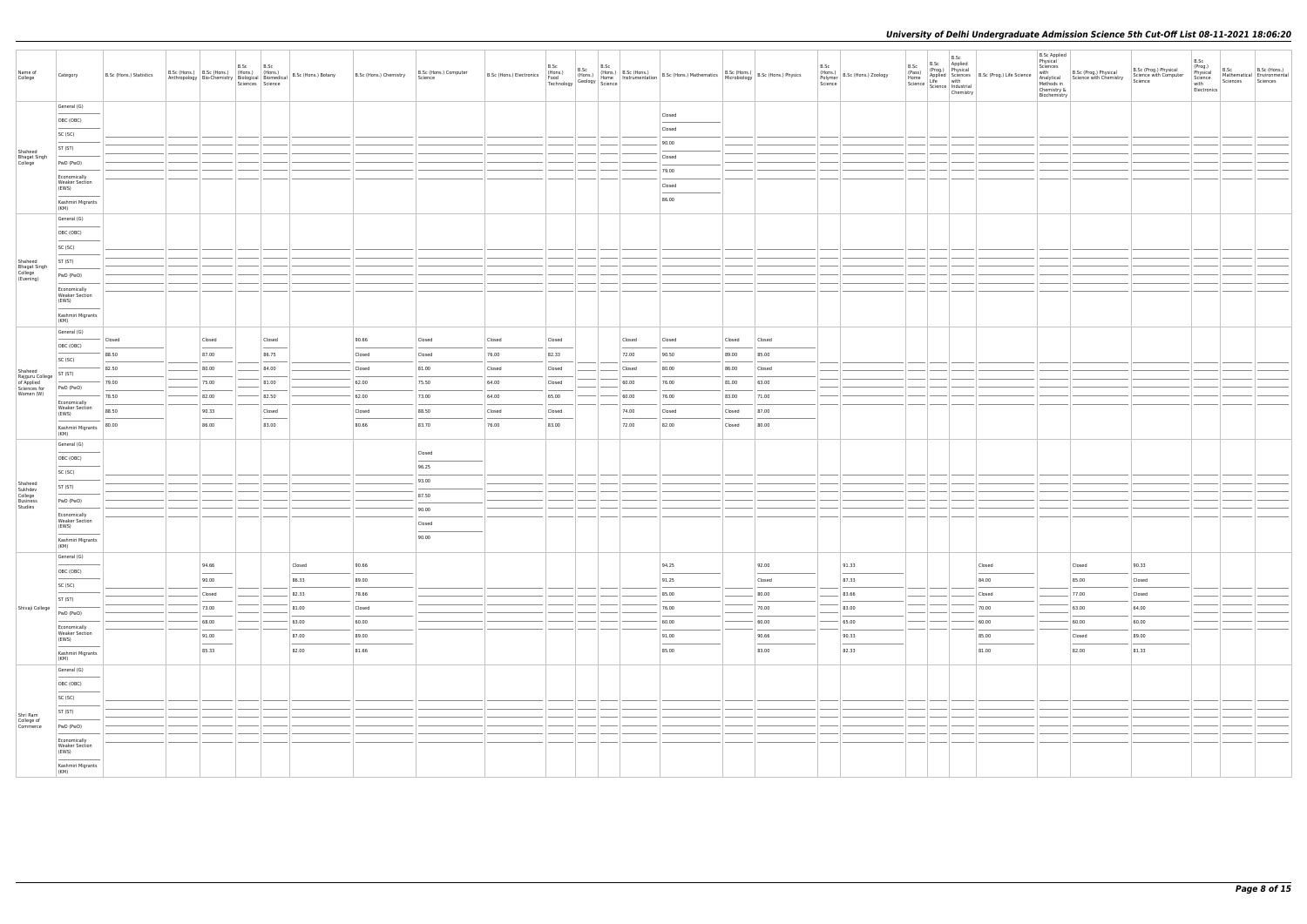| Name of College | Category | B.Sc (Hons.) Statistics | B.Sc (Hons.) Anthropology | B.Sc (Hons.) Bio-Chemistry | B.Sc (Hons.) Biological Sciences | B.Sc (Hons.) Biomedical Science | B.Sc (Hons.) Botany | B.Sc (Hons.) Chemistry | B.Sc (Hons.) Computer Science | B.Sc (Hons.) Electronics | B.Sc (Hons.) Food Technology | B.Sc (Hons.) Geology | B.Sc (Hons.) Home Science | B.Sc (Hons.) Instrumentation | B.Sc (Hons.) Mathematics | B.Sc (Hons.) Microbiology | B.Sc (Hons.) Physics | B.Sc (Hons.) Polymer Science | B.Sc (Hons.) Zoology | B.Sc (Pass) Home Science | B.Sc (Prog.) Applied Life Science | B.Sc Applied Physical Sciences with Industrial Chemistry | B.Sc (Prog.) Life Science | B.Sc Applied Physical Sciences with Analytical Methods in Chemistry & Biochemistry | B.Sc (Prog.) Physical Science with Chemistry | B.Sc (Prog.) Physical Science with Computer Science | B.Sc (Prog.) Physical Science with Electronics | B.Sc Mathematical Sciences | B.Sc (Hons.) Environmental Sciences |
|---|---|---|---|---|---|---|---|---|---|---|---|---|---|---|---|---|---|---|---|---|---|---|---|---|---|---|---|---|---|
| Shaheed Bhagat Singh College | General (G) | | | | | | | | | | | | | | Closed | | | | | | | | | | | | | | |
| | OBC (OBC) | | | | | | | | | | | | | | Closed | | | | | | | | | | | | | | |
| | SC (SC) | | | | | | | | | | | | | | 90.00 | | | | | | | | | | | | | | |
| | ST (ST) | | | | | | | | | | | | | | Closed | | | | | | | | | | | | | | |
| | PwD (PwD) | | | | | | | | | | | | | | 79.00 | | | | | | | | | | | | | | |
| | Economically Weaker Section (EWS) | | | | | | | | | | | | | | Closed | | | | | | | | | | | | | | |
| | Kashmiri Migrants (KM) | | | | | | | | | | | | | | 86.00 | | | | | | | | | | | | | | |
| Shaheed Bhagat Singh College (Evening) | General (G) | | | | | | | | | | | | | | | | | | | | | | | | | | | | |
| | OBC (OBC) | | | | | | | | | | | | | | | | | | | | | | | | | | | | |
| | SC (SC) | | | | | | | | | | | | | | | | | | | | | | | | | | | | |
| | ST (ST) | | | | | | | | | | | | | | | | | | | | | | | | | | | | |
| | PwD (PwD) | | | | | | | | | | | | | | | | | | | | | | | | | | | | |
| | Economically Weaker Section (EWS) | | | | | | | | | | | | | | | | | | | | | | | | | | | | |
| | Kashmiri Migrants (KM) | | | | | | | | | | | | | | | | | | | | | | | | | | | | |
| Shaheed Rajguru College of Applied Sciences for Women (W) | General (G) | Closed | | Closed | | Closed | | 90.66 | Closed | Closed | Closed | | | Closed | Closed | Closed | Closed | | | | | | | | | | | | |
| | OBC (OBC) | 88.50 | | 87.00 | | 86.75 | | Closed | Closed | 76.00 | 82.33 | | | 72.00 | 90.50 | 89.00 | 85.00 | | | | | | | | | | | | |
| | SC (SC) | 82.50 | | 80.00 | | 84.00 | | Closed | 81.00 | Closed | Closed | | | Closed | 80.00 | 86.00 | Closed | | | | | | | | | | | | |
| | ST (ST) | 79.00 | | 75.00 | | 81.00 | | 62.00 | 75.50 | 64.00 | Closed | | | 60.00 | 76.00 | 81.00 | 63.00 | | | | | | | | | | | | |
| | PwD (PwD) | 78.50 | | 82.00 | | 82.50 | | 62.00 | 73.00 | 64.00 | 65.00 | | | 60.00 | 76.00 | 83.00 | 71.00 | | | | | | | | | | | | |
| | Economically Weaker Section (EWS) | 88.50 | | 90.33 | | Closed | | Closed | 88.50 | Closed | Closed | | | 74.00 | Closed | Closed | 87.00 | | | | | | | | | | | | |
| | Kashmiri Migrants (KM) | 80.00 | | 86.00 | | 83.00 | | 80.66 | 83.70 | 76.00 | 83.00 | | | 72.00 | 82.00 | Closed | 80.00 | | | | | | | | | | | | |
| Shaheed Sukhdev College Business Studies | General (G) | | | | | | | | Closed | | | | | | | | | | | | | | | | | | | | |
| | OBC (OBC) | | | | | | | | 96.25 | | | | | | | | | | | | | | | | | | | | |
| | SC (SC) | | | | | | | | 93.00 | | | | | | | | | | | | | | | | | | | | |
| | ST (ST) | | | | | | | | 87.50 | | | | | | | | | | | | | | | | | | | | |
| | PwD (PwD) | | | | | | | | 90.00 | | | | | | | | | | | | | | | | | | | | |
| | Economically Weaker Section (EWS) | | | | | | | | Closed | | | | | | | | | | | | | | | | | | | | |
| | Kashmiri Migrants (KM) | | | | | | | | 90.00 | | | | | | | | | | | | | | | | | | | | |
| Shivaji College | General (G) | | | 94.66 | | | Closed | 90.66 | | | | | | | 94.25 | | 92.00 | | 91.33 | | | | Closed | | Closed | 90.33 | | | |
| | OBC (OBC) | | | 90.00 | | | 86.33 | 89.00 | | | | | | | 91.25 | | Closed | | 87.33 | | | | 84.00 | | 85.00 | Closed | | | |
| | SC (SC) | | | Closed | | | 82.33 | 78.66 | | | | | | | 85.00 | | 80.00 | | 83.66 | | | | Closed | | 77.00 | Closed | | | |
| | ST (ST) | | | 73.00 | | | 81.00 | Closed | | | | | | | 76.00 | | 70.00 | | 83.00 | | | | 70.00 | | 63.00 | 64.00 | | | |
| | PwD (PwD) | | | 68.00 | | | 63.00 | 60.00 | | | | | | | 60.00 | | 60.00 | | 65.00 | | | | 60.00 | | 60.00 | 60.00 | | | |
| | Economically Weaker Section (EWS) | | | 91.00 | | | 87.00 | 89.00 | | | | | | | 91.00 | | 90.66 | | 90.33 | | | | 85.00 | | Closed | 89.00 | | | |
| | Kashmiri Migrants (KM) | | | 85.33 | | | 82.00 | 81.66 | | | | | | | 85.00 | | 83.00 | | 82.33 | | | | 81.00 | | 82.00 | 81.33 | | | |
| Shri Ram College of Commerce | General (G) | | | | | | | | | | | | | | | | | | | | | | | | | | | | |
| | OBC (OBC) | | | | | | | | | | | | | | | | | | | | | | | | | | | | |
| | SC (SC) | | | | | | | | | | | | | | | | | | | | | | | | | | | | |
| | ST (ST) | | | | | | | | | | | | | | | | | | | | | | | | | | | | |
| | PwD (PwD) | | | | | | | | | | | | | | | | | | | | | | | | | | | | |
| | Economically Weaker Section (EWS) | | | | | | | | | | | | | | | | | | | | | | | | | | | | |
| | Kashmiri Migrants (KM) | | | | | | | | | | | | | | | | | | | | | | | | | | | | |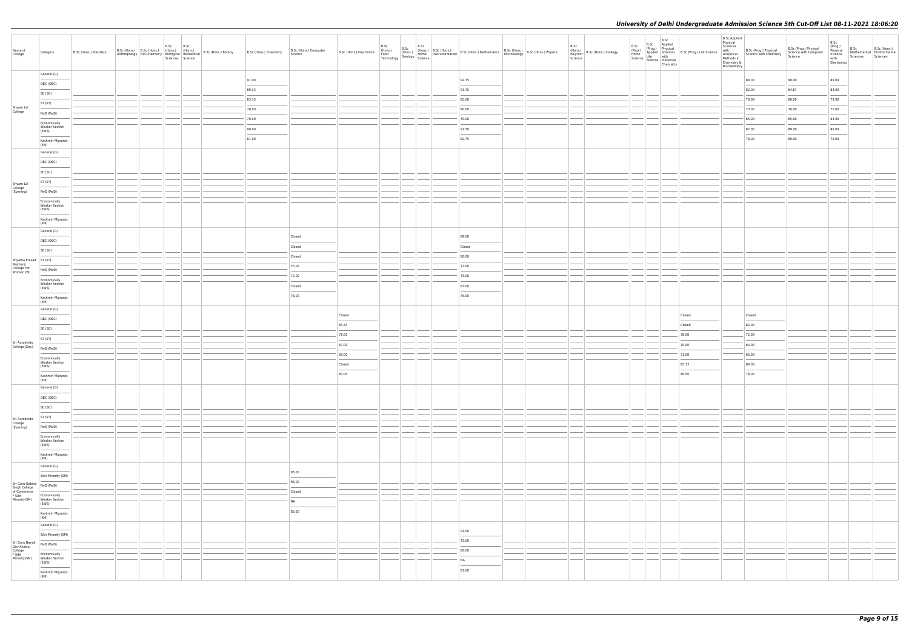| Name of College | Category | B.Sc (Hons.) Statistics | B.Sc (Hons.) Anthropology | B.Sc (Hons.) Bio-Chemistry | B.Sc (Hons.) Biological Sciences | B.Sc (Hons.) Biomedical Science | B.Sc (Hons.) Botany | B.Sc (Hons.) Chemistry | B.Sc (Hons.) Computer Science | B.Sc (Hons.) Electronics | B.Sc (Hons.) Food Technology | B.Sc (Hons.) Geology | B.Sc (Hons.) Home Science | B.Sc (Hons.) Instrumentation | B.Sc (Hons.) Mathematics | B.Sc (Hons.) Microbiology | B.Sc (Hons.) Physics | B.Sc (Hons.) Polymer Science | B.Sc (Hons.) Zoology | B.Sc (Pass) Home Science | B.Sc (Prog.) Applied Life Science | B.Sc Applied Physical Sciences with Industrial Chemistry | B.Sc (Prog.) Life Science | B.Sc Applied Physical Sciences with Analytical Methods in Chemistry & Biochemistry | B.Sc (Prog.) Physical Science with Chemistry | B.Sc (Prog.) Physical Science with Computer Science | B.Sc (Prog.) Physical Science with Electronics | B.Sc Mathematical Sciences | B.Sc (Hons.) Environmental Sciences |
|---|---|---|---|---|---|---|---|---|---|---|---|---|---|---|---|---|---|---|---|---|---|---|---|---|---|---|---|---|---|
| Shyam Lal College | General (G) | | | | | | | 91.00 | | | | | | | 92.75 | | | | | | | | | | 88.00 | 90.00 | 89.00 | | |
| | OBC (OBC) | | | | | | | 89.33 | | | | | | | 91.75 | | | | | | | | | | 82.00 | 84.67 | 83.00 | | |
| | SC (SC) | | | | | | | 83.33 | | | | | | | 85.00 | | | | | | | | | | 78.00 | 80.00 | 79.00 | | |
| | ST (ST) | | | | | | | 78.00 | | | | | | | 80.00 | | | | | | | | | | 70.00 | 70.00 | 70.00 | | |
| | PwD (PwD) | | | | | | | 70.00 | | | | | | | 70.00 | | | | | | | | | | 65.00 | 65.00 | 65.00 | | |
| | Economically Weaker Section (EWS) | | | | | | | 90.00 | | | | | | | 91.50 | | | | | | | | | | 87.00 | 89.00 | 88.00 | | |
| | Kashmiri Migrants (KM) | | | | | | | 81.00 | | | | | | | 82.75 | | | | | | | | | | 78.00 | 80.00 | 79.00 | | |
| Shyam Lal College (Evening) | General (G) | | | | | | | | | | | | | | | | | | | | | | | | | | | | |
| | OBC (OBC) | | | | | | | | | | | | | | | | | | | | | | | | | | | | |
| | SC (SC) | | | | | | | | | | | | | | | | | | | | | | | | | | | | |
| | ST (ST) | | | | | | | | | | | | | | | | | | | | | | | | | | | | |
| | PwD (PwD) | | | | | | | | | | | | | | | | | | | | | | | | | | | | |
| | Economically Weaker Section (EWS) | | | | | | | | | | | | | | | | | | | | | | | | | | | | |
| | Kashmiri Migrants (KM) | | | | | | | | | | | | | | | | | | | | | | | | | | | | |
| Shyama Prasad Mukherji College For Women (W) | General (G) | | | | | | | | Closed | | | | | | 89.00 | | | | | | | | | | | | | | |
| | OBC (OBC) | | | | | | | | Closed | | | | | | Closed | | | | | | | | | | | | | | |
| | SC (SC) | | | | | | | | Closed | | | | | | 80.00 | | | | | | | | | | | | | | |
| | ST (ST) | | | | | | | | 75.00 | | | | | | 77.00 | | | | | | | | | | | | | | |
| | PwD (PwD) | | | | | | | | 72.00 | | | | | | 75.00 | | | | | | | | | | | | | | |
| | Economically Weaker Section (EWS) | | | | | | | | Closed | | | | | | 87.00 | | | | | | | | | | | | | | |
| | Kashmiri Migrants (KM) | | | | | | | | 78.00 | | | | | | 75.00 | | | | | | | | | | | | | | |
| Sri Aurobindo College (Day) | General (G) | | | | | | | | | Closed | | | | | | | | | | | | | Closed | | Closed | | | | |
| | OBC (OBC) | | | | | | | | | 83.33 | | | | | | | | | | | | | Closed | | 82.00 | | | | |
| | SC (SC) | | | | | | | | | 78.00 | | | | | | | | | | | | | 78.00 | | 72.00 | | | | |
| | ST (ST) | | | | | | | | | 67.00 | | | | | | | | | | | | | 70.00 | | 64.00 | | | | |
| | PwD (PwD) | | | | | | | | | 69.00 | | | | | | | | | | | | | 71.00 | | 65.00 | | | | |
| | Economically Weaker Section (EWS) | | | | | | | | | Closed | | | | | | | | | | | | | 85.33 | | 84.00 | | | | |
| | Kashmiri Migrants (KM) | | | | | | | | | 80.00 | | | | | | | | | | | | | 80.00 | | 78.00 | | | | |
| Sri Aurobindo College (Evening) | General (G) | | | | | | | | | | | | | | | | | | | | | | | | | | | | |
| | OBC (OBC) | | | | | | | | | | | | | | | | | | | | | | | | | | | | |
| | SC (SC) | | | | | | | | | | | | | | | | | | | | | | | | | | | | |
| | ST (ST) | | | | | | | | | | | | | | | | | | | | | | | | | | | | |
| | PwD (PwD) | | | | | | | | | | | | | | | | | | | | | | | | | | | | |
| | Economically Weaker Section (EWS) | | | | | | | | | | | | | | | | | | | | | | | | | | | | |
| | Kashmiri Migrants (KM) | | | | | | | | | | | | | | | | | | | | | | | | | | | | |
| Sri Guru Gobind Singh College of Commerce * Sikh Minority(SM) | General (G) | | | | | | | | 95.00 | | | | | | | | | | | | | | | | | | | | |
| | Sikh Minority (SM) | | | | | | | | 88.00 | | | | | | | | | | | | | | | | | | | | |
| | PwD (PwD) | | | | | | | | Closed | | | | | | | | | | | | | | | | | | | | |
| | Economically Weaker Section (EWS) | | | | | | | | NA | | | | | | | | | | | | | | | | | | | | |
| | Kashmiri Migrants (KM) | | | | | | | | 85.50 | | | | | | | | | | | | | | | | | | | | |
| Sri Guru Nanak Dev Khalsa College * Sikh Minority(SM) | General (G) | | | | | | | | | | | | | | 91.00 | | | | | | | | | | | | | | |
| | Sikh Minority (SM) | | | | | | | | | | | | | | 75.00 | | | | | | | | | | | | | | |
| | PwD (PwD) | | | | | | | | | | | | | | 60.00 | | | | | | | | | | | | | | |
| | Economically Weaker Section (EWS) | | | | | | | | | | | | | | NA | | | | | | | | | | | | | | |
| | Kashmiri Migrants (KM) | | | | | | | | | | | | | | 81.00 | | | | | | | | | | | | | | |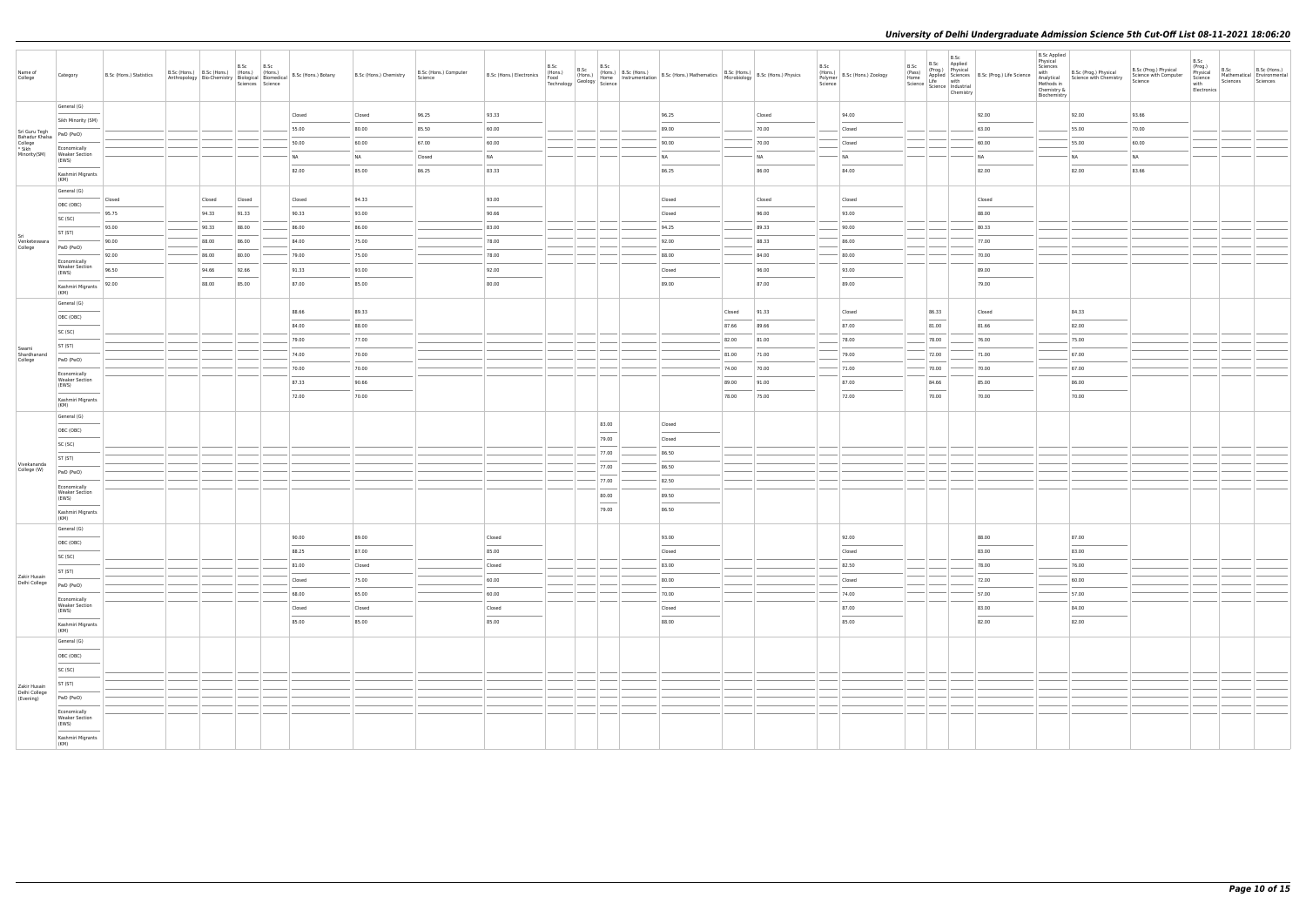| Name of College | Category | B.Sc (Hons.) Statistics | B.Sc (Hons.) Anthropology | B.Sc (Hons.) Bio-Chemistry | B.Sc (Hons.) Biological Sciences | B.Sc (Hons.) Biomedical Science | B.Sc (Hons.) Botany | B.Sc (Hons.) Chemistry | B.Sc (Hons.) Computer Science | B.Sc (Hons.) Electronics | B.Sc (Hons.) Food Technology | B.Sc (Hons.) Geology | B.Sc (Hons.) Home Science | B.Sc (Hons.) Instrumentation | B.Sc (Hons.) Mathematics | B.Sc (Hons.) Microbiology | B.Sc (Hons.) Physics | B.Sc (Hons.) Polymer Science | B.Sc (Hons.) Zoology | B.Sc (Pass) Home Science | B.Sc (Prog.) Applied Life Science | B.Sc Applied Physical Sciences with Industrial Chemistry | B.Sc (Prog.) Life Science | B.Sc Applied Physical Sciences with Analytical Methods in Chemistry & Biochemistry | B.Sc (Prog.) Physical Science with Chemistry | B.Sc (Prog.) Physical Science with Computer Science | B.Sc (Prog.) Physical Science with Electronics | B.Sc Mathematical Sciences | B.Sc (Hons.) Environmental Sciences |
|---|---|---|---|---|---|---|---|---|---|---|---|---|---|---|---|---|---|---|---|---|---|---|---|---|---|---|---|---|---|
| Sri Guru Tegh Bahadur Khalsa College * Sikh Minority(SM) | General (G) | | | | | | Closed | Closed | 96.25 | 93.33 | | | | | 96.25 | | Closed | | 94.00 | | | | 92.00 | | 92.00 | 93.66 | | | |
| | Sikh Minority (SM) | | | | | | 55.00 | 80.00 | 85.50 | 60.00 | | | | | 89.00 | | 70.00 | | Closed | | | | 63.00 | | 55.00 | 70.00 | | | |
| | PwD (PwD) | | | | | | 50.00 | 60.00 | 67.00 | 60.00 | | | | | 90.00 | | 70.00 | | Closed | | | | 60.00 | | 55.00 | 60.00 | | | |
| | Economically Weaker Section (EWS) | | | | | | NA | NA | Closed | NA | | | | | NA | | NA | | NA | | | | NA | | NA | NA | | | |
| | Kashmiri Migrants (KM) | | | | | | 82.00 | 85.00 | 86.25 | 83.33 | | | | | 86.25 | | 86.00 | | 84.00 | | | | 82.00 | | 82.00 | 83.66 | | | |
| Sri Venkateswara College | General (G) | Closed | | Closed | Closed | | Closed | 94.33 | | 93.00 | | | | | Closed | | Closed | | Closed | | | | Closed | | | | | | |
| | OBC (OBC) | 95.75 | | 94.33 | 91.33 | | 90.33 | 93.00 | | 90.66 | | | | | Closed | | 96.00 | | 93.00 | | | | 88.00 | | | | | | |
| | SC (SC) | 93.00 | | 90.33 | 88.00 | | 86.00 | 86.00 | | 83.00 | | | | | 94.25 | | 89.33 | | 90.00 | | | | 80.33 | | | | | | |
| | ST (ST) | 90.00 | | 88.00 | 86.00 | | 84.00 | 75.00 | | 78.00 | | | | | 92.00 | | 88.33 | | 86.00 | | | | 77.00 | | | | | | |
| | PwD (PwD) | 92.00 | | 86.00 | 80.00 | | 79.00 | 75.00 | | 78.00 | | | | | 88.00 | | 84.00 | | 80.00 | | | | 70.00 | | | | | | |
| | Economically Weaker Section (EWS) | 96.50 | | 94.66 | 92.66 | | 91.33 | 93.00 | | 92.00 | | | | | Closed | | 96.00 | | 93.00 | | | | 89.00 | | | | | | |
| | Kashmiri Migrants (KM) | 92.00 | | 88.00 | 85.00 | | 87.00 | 85.00 | | 80.00 | | | | | 89.00 | | 87.00 | | 89.00 | | | | 79.00 | | | | | | |
| Swami Shardhanand College | General (G) | | | | | | 88.66 | 89.33 | | | | | | | | Closed | 91.33 | | Closed | | 86.33 | | Closed | | 84.33 | | | | |
| | OBC (OBC) | | | | | | 84.00 | 88.00 | | | | | | | | 87.66 | 89.66 | | 87.00 | | 81.00 | | 81.66 | | 82.00 | | | | |
| | SC (SC) | | | | | | 79.00 | 77.00 | | | | | | | | 82.00 | 81.00 | | 78.00 | | 78.00 | | 76.00 | | 75.00 | | | | |
| | ST (ST) | | | | | | 74.00 | 70.00 | | | | | | | | 81.00 | 71.00 | | 79.00 | | 72.00 | | 71.00 | | 67.00 | | | | |
| | PwD (PwD) | | | | | | 70.00 | 70.00 | | | | | | | | 74.00 | 70.00 | | 71.00 | | 70.00 | | 70.00 | | 67.00 | | | | |
| | Economically Weaker Section (EWS) | | | | | | 87.33 | 90.66 | | | | | | | | 89.00 | 91.00 | | 87.00 | | 84.66 | | 85.00 | | 86.00 | | | | |
| | Kashmiri Migrants (KM) | | | | | | 72.00 | 70.00 | | | | | | | | 78.00 | 75.00 | | 72.00 | | 70.00 | | 70.00 | | 70.00 | | | | |
| Vivekananda College (W) | General (G) | | | | | | | | | | | | 83.00 | | Closed | | | | | | | | | | | | | | |
| | OBC (OBC) | | | | | | | | | | | | 79.00 | | Closed | | | | | | | | | | | | | | |
| | SC (SC) | | | | | | | | | | | | 77.00 | | 86.50 | | | | | | | | | | | | | | |
| | ST (ST) | | | | | | | | | | | | 77.00 | | 86.50 | | | | | | | | | | | | | | |
| | PwD (PwD) | | | | | | | | | | | | 77.00 | | 82.50 | | | | | | | | | | | | | | |
| | Economically Weaker Section (EWS) | | | | | | | | | | | | 80.00 | | 89.50 | | | | | | | | | | | | | | |
| | Kashmiri Migrants (KM) | | | | | | | | | | | | 79.00 | | 86.50 | | | | | | | | | | | | | | |
| Zakir Husain Delhi College | General (G) | | | | | | 90.00 | 89.00 | | Closed | | | | | 93.00 | | | | 92.00 | | | | 88.00 | | 87.00 | | | | |
| | OBC (OBC) | | | | | | 88.25 | 87.00 | | 85.00 | | | | | Closed | | | | Closed | | | | 83.00 | | 83.00 | | | | |
| | SC (SC) | | | | | | 81.00 | Closed | | Closed | | | | | 83.00 | | | | 82.50 | | | | 78.00 | | 76.00 | | | | |
| | ST (ST) | | | | | | Closed | 75.00 | | 60.00 | | | | | 80.00 | | | | Closed | | | | 72.00 | | 60.00 | | | | |
| | PwD (PwD) | | | | | | 68.00 | 65.00 | | 60.00 | | | | | 70.00 | | | | 74.00 | | | | 57.00 | | 57.00 | | | | |
| | Economically Weaker Section (EWS) | | | | | | Closed | Closed | | Closed | | | | | Closed | | | | 87.00 | | | | 83.00 | | 84.00 | | | | |
| | Kashmiri Migrants (KM) | | | | | | 85.00 | 85.00 | | 85.00 | | | | | 88.00 | | | | 85.00 | | | | 82.00 | | 82.00 | | | | |
| Zakir Husain Delhi College (Evening) | General (G) | | | | | | | | | | | | | | | | | | | | | | | | | | | | |
| | OBC (OBC) | | | | | | | | | | | | | | | | | | | | | | | | | | | | |
| | SC (SC) | | | | | | | | | | | | | | | | | | | | | | | | | | | | |
| | ST (ST) | | | | | | | | | | | | | | | | | | | | | | | | | | | | |
| | PwD (PwD) | | | | | | | | | | | | | | | | | | | | | | | | | | | | |
| | Economically Weaker Section (EWS) | | | | | | | | | | | | | | | | | | | | | | | | | | | | |
| | Kashmiri Migrants (KM) | | | | | | | | | | | | | | | | | | | | | | | | | | | | |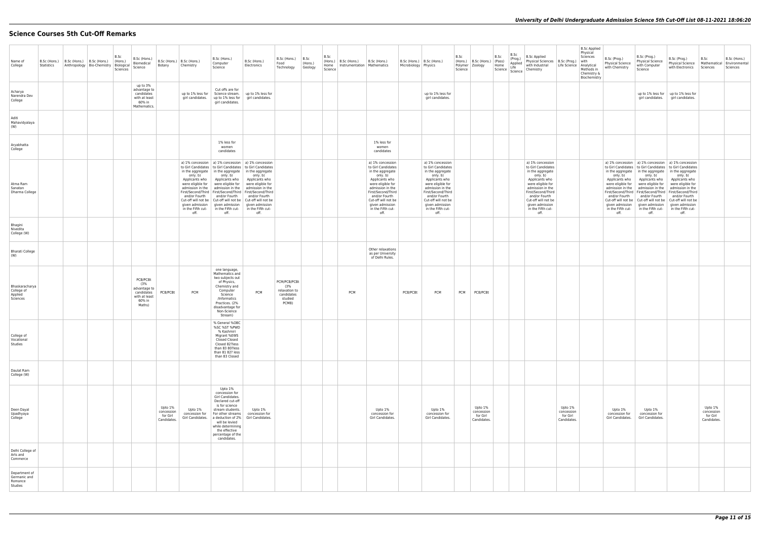# Science Courses 5th Cut-Off Remarks

| Name of College | B.Sc (Hons.) Statistics | B.Sc (Hons.) Anthropology | B.Sc (Hons.) Bio-Chemistry | B.Sc (Hons.) Biological Sciences | B.Sc (Hons.) Biomedical Science | B.Sc (Hons.) Botany | B.Sc (Hons.) Chemistry | B.Sc (Hons.) Computer Science | B.Sc (Hons.) Electronics | B.Sc (Hons.) Food Technology | B.Sc (Hons.) Geology | B.Sc (Hons.) Home Science | B.Sc (Hons.) Instrumentation | B.Sc (Hons.) Mathematics | B.Sc (Hons.) Microbiology | B.Sc (Hons.) Physics | B.Sc (Hons.) Polymer Science | B.Sc (Hons.) Zoology | B.Sc (Pass) Home Science | B.Sc (Prog.) Applied Life Science | B.Sc Applied Physical Sciences with Industrial Chemistry | B.Sc (Prog.) Life Science | B.Sc Applied Physical Sciences with Analytical Methods in Chemistry & Biochemistry | B.Sc (Prog.) Physical Science with Chemistry | B.Sc (Prog.) Physical Science with Computer Science | B.Sc (Prog.) Physical Science with Electronics | B.Sc Mathematical Sciences | B.Sc (Hons.) Environmental Sciences |
|---|---|---|---|---|---|---|---|---|---|---|---|---|---|---|---|---|---|---|---|---|---|---|---|---|---|---|---|---|
| Acharya Narendra Dev College | | | | | up to 3% advantage to candidates with at least 60% in Mathematics. | | up to 1% less for girl candidates. | Cut offs are for Science stream. up to 1% less for girl candidates. | up to 1% less for girl candidates. | | | | | | | up to 1% less for girl candidates. | | | | | | | | | up to 1% less for girl candidates. | up to 1% less for girl candidates. | | |
| Aditi Mahavidyalaya (W) | | | | | | | | | | | | | | | | | | | | | | | | | | | | |
| Aryabhatta College | | | | | | | | 1% less for women candidates | | | | | | 1% less for women candidates | | | | | | | | | | | | | | |
| Atma Ram Sanatan Dharma College | | | | | | | a) 1% concession to Girl Candidates in the aggregate only. b) Applicants who were eligible for admission in the First/Second/Third and/or Fourth Cut-off will not be given admission in the Fifth cut-off. | a) 1% concession to Girl Candidates in the aggregate only. b) Applicants who were eligible for admission in the First/Second/Third and/or Fourth Cut-off will not be given admission in the Fifth cut-off. | a) 1% concession to Girl Candidates in the aggregate only. b) Applicants who were eligible for admission in the First/Second/Third and/or Fourth Cut-off will not be given admission in the Fifth cut-off. | | | | | a) 1% concession to Girl Candidates in the aggregate only. b) Applicants who were eligible for admission in the First/Second/Third and/or Fourth Cut-off will not be given admission in the Fifth cut-off. | | a) 1% concession to Girl Candidates in the aggregate only. b) Applicants who were eligible for admission in the First/Second/Third and/or Fourth Cut-off will not be given admission in the Fifth cut-off. | | | | | a) 1% concession to Girl Candidates in the aggregate only. b) Applicants who were eligible for admission in the First/Second/Third and/or Fourth Cut-off will not be given admission in the Fifth cut-off. | | | a) 1% concession to Girl Candidates in the aggregate only. b) Applicants who were eligible for admission in the First/Second/Third and/or Fourth Cut-off will not be given admission in the Fifth cut-off. | a) 1% concession to Girl Candidates in the aggregate only. b) Applicants who were eligible for admission in the First/Second/Third and/or Fourth Cut-off will not be given admission in the Fifth cut-off. | a) 1% concession to Girl Candidates in the aggregate only. b) Applicants who were eligible for admission in the First/Second/Third and/or Fourth Cut-off will not be given admission in the Fifth cut-off. | | |
| Bhagini Nivedita College (W) | | | | | | | | | | | | | | | | | | | | | | | | | | | | |
| Bharati College (W) | | | | | | | | | | | | | | Other relaxations as per University of Delhi Rules. | | | | | | | | | | | | | | |
| Bhaskaracharya College of Applied Sciences | | | | | PCB/PCBt (3% advantage to candidates with at least 60% in Maths) | PCB/PCBt | PCM | one language, Mathematics and two subjects out of Physics, Chemistry and Computer Science /Informatics Practices. (2% disadvantage for Non-Science Stream) | PCM | PCM/PCB/PCBt (3% relaxation to candidates studied PCMB) | | | PCM | | PCB/PCBt | PCM | PCM | PCB/PCBt | | | | | | | | | | |
| College of Vocational Studies | | | | | | | | % General %OBC %SC %ST %PWD % Kashmiri Migrant %EWS Closed Closed 82?less than 83 80?less than 81 82? less than 83 Closed | | | | | | | | | | | | | | | | | | | | |
| Daulat Ram College (W) | | | | | | | | | | | | | | | | | | | | | | | | | | | | |
| Deen Dayal Upadhyaya College | | | | | | Upto 1% concession for Girl Candidates. | Upto 1% concession for Girl Candidates. | Upto 1% concession for Girl Candidates. Declared cut-off is for science stream students. For other streams a deduction of 2% will be levied while determining the effective percentage of the candidates. | Upto 1% concession for Girl Candidates. | | | | | Upto 1% concession for Girl Candidates. | | Upto 1% concession for Girl Candidates. | | Upto 1% concession for Girl Candidates. | | | | Upto 1% concession for Girl Candidates. | | Upto 1% concession for Girl Candidates. | Upto 1% concession for Girl Candidates. | | Upto 1% concession for Girl Candidates. | |
| Delhi College of Arts and Commerce | | | | | | | | | | | | | | | | | | | | | | | | | | | | |
| Department of Germanic and Romance Studies | | | | | | | | | | | | | | | | | | | | | | | | | | | | |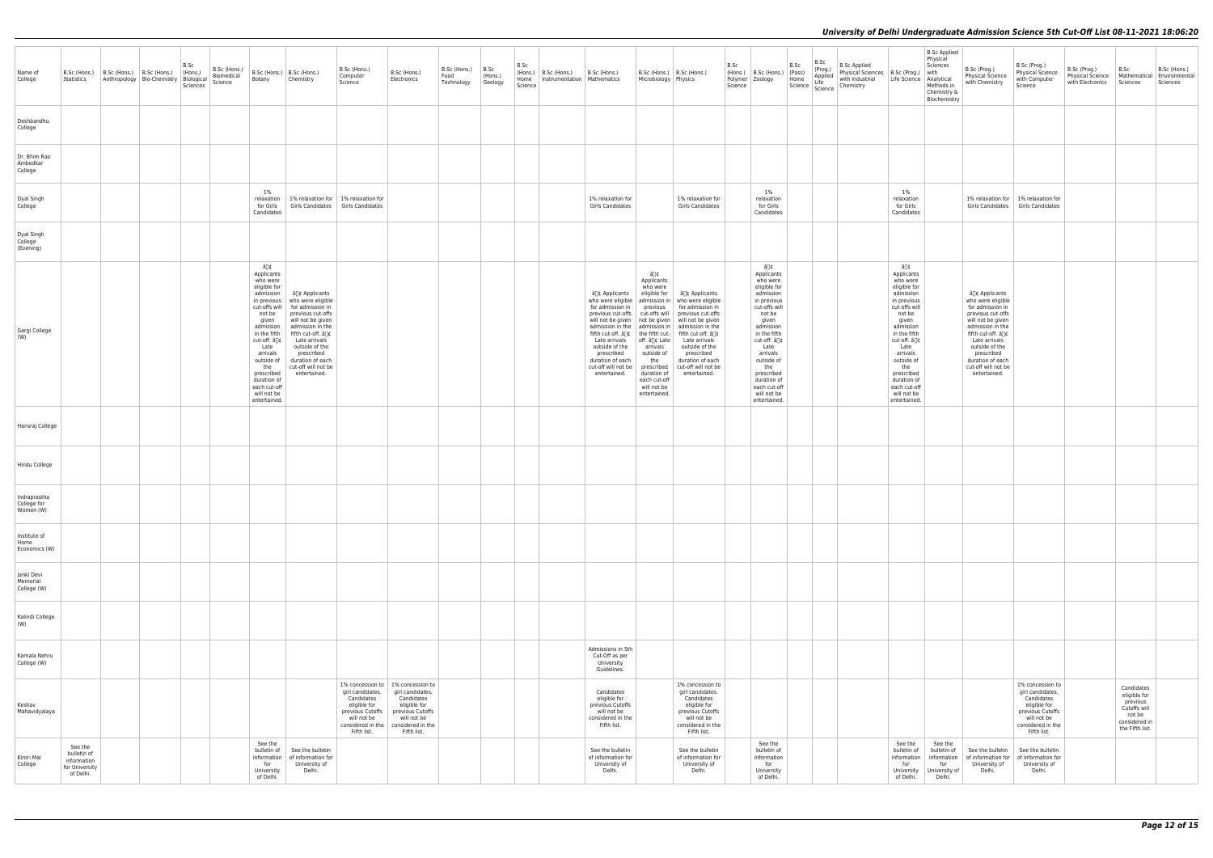| Name of College | B.Sc (Hons.) Statistics | B.Sc (Hons.) Anthropology | B.Sc (Hons.) Bio-Chemistry | B.Sc (Hons.) Biological Sciences | B.Sc (Hons.) Biomedical Science | B.Sc (Hons.) Botany | B.Sc (Hons.) Chemistry | B.Sc (Hons.) Computer Science | B.Sc (Hons.) Electronics | B.Sc (Hons.) Food Technology | B.Sc (Hons.) Geology | B.Sc (Hons.) Home Science | B.Sc (Hons.) Instrumentation | B.Sc (Hons.) Mathematics | B.Sc (Hons.) Microbiology | B.Sc (Hons.) Physics | B.Sc (Hons.) Polymer Science | B.Sc (Hons.) Zoology | B.Sc (Pass) Home Science | B.Sc (Prog.) Applied Life Science | B.Sc Applied Physical Sciences with Industrial Chemistry | B.Sc (Prog.) Life Science | B.Sc Applied Physical Sciences with Analytical Methods in Chemistry & Biochemistry | B.Sc (Prog.) Physical Science with Chemistry | B.Sc (Prog.) Physical Science with Computer Science | B.Sc (Prog.) Physical Science with Electronics | B.Sc Mathematical Sciences | B.Sc (Hons.) Environmental Sciences |
|---|---|---|---|---|---|---|---|---|---|---|---|---|---|---|---|---|---|---|---|---|---|---|---|---|---|---|---|---|
| Deshbandhu College | | | | | | | | | | | | | | | | | | | | | | | | | | | | |
| Dr. Bhim Rao Ambedkar College | | | | | | | | | | | | | | | | | | | | | | | | | | | | |
| Dyal Singh College | | | | | | 1% relaxation for Girls Candidates | 1% relaxation for Girls Candidates | 1% relaxation for Girls Candidates | | | | | | 1% relaxation for Girls Candidates | | 1% relaxation for Girls Candidates | | 1% relaxation for Girls Candidates | | | | 1% relaxation for Girls Candidates | | 1% relaxation for Girls Candidates | 1% relaxation for Girls Candidates | | | |
| Dyal Singh College (Evening) | | | | | | | | | | | | | | | | | | | | | | | | | | | | |
| Gargi College (W) | | | | | | â¢ Applicants who were eligible for admission in previous cut-offs will not be given admission in the fifth cut-off. â¢ Late arrivals outside of the prescribed duration of each cut-off will not be entertained. | â¢ Applicants who were eligible for admission in previous cut-offs will not be given admission in the fifth cut-off. â¢ Late arrivals outside of the prescribed duration of each cut-off will not be entertained. | | | | | | | â¢ Applicants who were eligible for admission in previous cut-offs will not be given admission in the fifth cut-off. â¢ Late arrivals outside of the prescribed duration of each cut-off will not be entertained. | â¢ Applicants who were eligible for admission in previous cut-offs will not be given admission in the fifth cut-off. â¢ Late arrivals outside of the prescribed duration of each cut-off will not be entertained. | â¢ Applicants who were eligible for admission in previous cut-offs will not be given admission in the fifth cut-off. â¢ Late arrivals outside of the prescribed duration of each cut-off will not be entertained. | | â¢ Applicants who were eligible for admission in previous cut-offs will not be given admission in the fifth cut-off. â¢ Late arrivals outside of the prescribed duration of each cut-off will not be entertained. | | | | â¢ Applicants who were eligible for admission in previous cut-offs will not be given admission in the fifth cut-off. â¢ Late arrivals outside of the prescribed duration of each cut-off will not be entertained. | | â¢ Applicants who were eligible for admission in previous cut-offs will not be given admission in the fifth cut-off. â¢ Late arrivals outside of the prescribed duration of each cut-off will not be entertained. | | | | |
| Hansraj College | | | | | | | | | | | | | | | | | | | | | | | | | | | | |
| Hindu College | | | | | | | | | | | | | | | | | | | | | | | | | | | | |
| Indraprastha College for Women (W) | | | | | | | | | | | | | | | | | | | | | | | | | | | | |
| Institute of Home Economics (W) | | | | | | | | | | | | | | | | | | | | | | | | | | | | |
| Janki Devi Memorial College (W) | | | | | | | | | | | | | | | | | | | | | | | | | | | | |
| Kalindi College (W) | | | | | | | | | | | | | | | | | | | | | | | | | | | | |
| Kamala Nehru College (W) | | | | | | | | | | | | | | Admissions in 5th Cut-Off as per University Guidelines. | | | | | | | | | | | | | | |
| Keshav Mahavidyalaya | | | | | | | | 1% concession to girl candidates. Candidates eligible for previous Cutoffs will not be considered in the Fifth list. | 1% concession to girl candidates. Candidates eligible for previous Cutoffs will not be considered in the Fifth list. | | | | | Candidates eligible for previous Cutoffs will not be considered in the Fifth list. | | 1% concession to girl candidates. Candidates eligible for previous Cutoffs will not be considered in the Fifth list. | | | | | | | | | 1% concession to girl candidates. Candidates eligible for previous Cutoffs will not be considered in the Fifth list. | | Candidates eligible for previous Cutoffs will not be considered in the Fifth list. | |
| Kirori Mal College | See the bulletin of information for University of Delhi. | | | | | See the bulletin of information for University of Delhi. | See the bulletin of information for University of Delhi. | | | | | | | See the bulletin of information for University of Delhi. | | See the bulletin of information for University of Delhi. | | See the bulletin of information for University of Delhi. | | | | See the bulletin of information for University of Delhi. | See the bulletin of information for University of Delhi. | See the bulletin of information for University of Delhi. | See the bulletin of information for University of Delhi. | | | |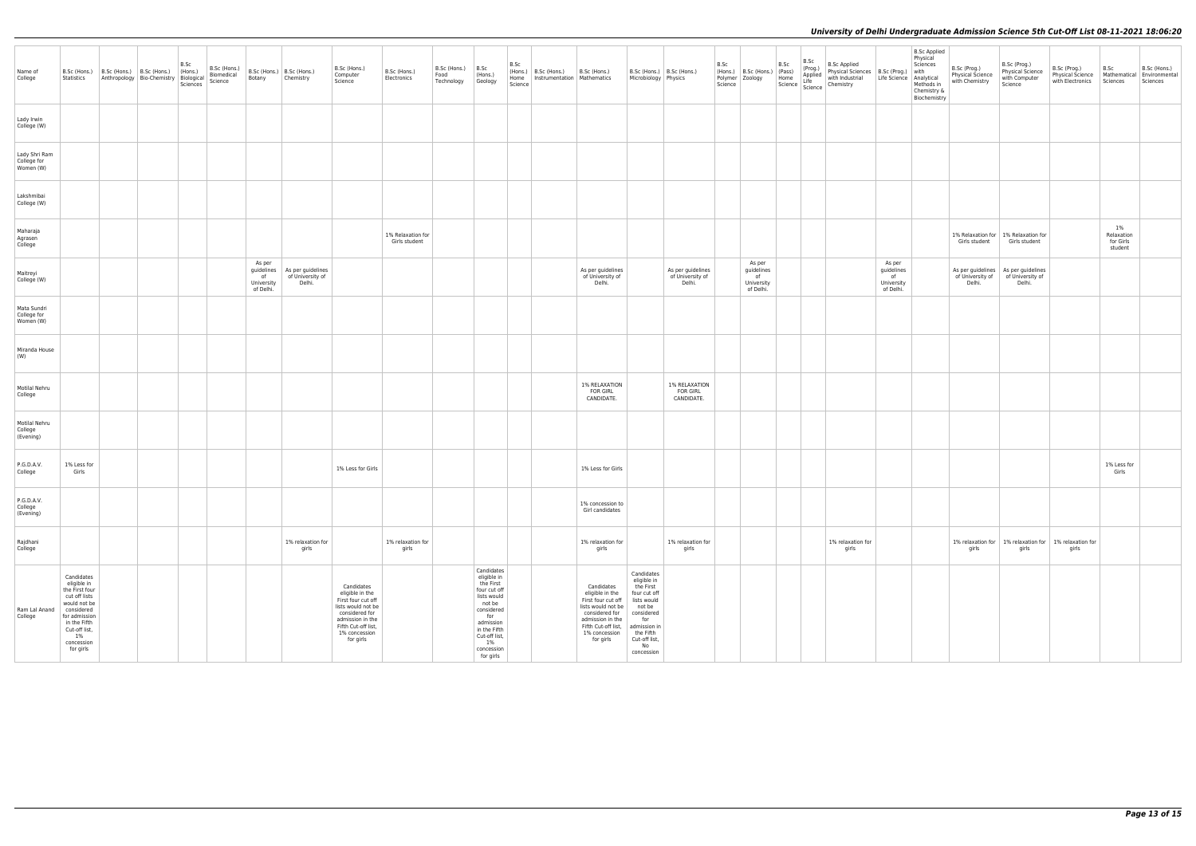| Name of College | B.Sc (Hons.) Statistics | B.Sc (Hons.) Anthropology | B.Sc (Hons.) Bio-Chemistry | B.Sc (Hons.) Biological Sciences | B.Sc (Hons.) Biomedical Science | B.Sc (Hons.) Botany | B.Sc (Hons.) Chemistry | B.Sc (Hons.) Computer Science | B.Sc (Hons.) Electronics | B.Sc (Hons.) Food Technology | B.Sc (Hons.) Geology | B.Sc (Hons.) Home Science | B.Sc (Hons.) Instrumentation | B.Sc (Hons.) Mathematics | B.Sc (Hons.) Microbiology | B.Sc (Hons.) Physics | B.Sc (Hons.) Polymer Science | B.Sc (Hons.) Zoology | B.Sc (Pass) Home Science | B.Sc (Prog.) Applied Life Science | B.Sc Applied Physical Sciences with Industrial Chemistry | B.Sc (Prog.) Life Science | B.Sc Applied Physical Sciences with Analytical Methods in Chemistry & Biochemistry | B.Sc (Prog.) Physical Science with Chemistry | B.Sc (Prog.) Physical Science with Computer Science | B.Sc (Prog.) Physical Science with Electronics | B.Sc Mathematical Sciences | B.Sc (Hons.) Environmental Sciences |
|---|---|---|---|---|---|---|---|---|---|---|---|---|---|---|---|---|---|---|---|---|---|---|---|---|---|---|---|---|
| Lady Irwin College (W) | | | | | | | | | | | | | | | | | | | | | | | | | | | | |
| Lady Shri Ram College for Women (W) | | | | | | | | | | | | | | | | | | | | | | | | | | | | |
| Lakshmibai College (W) | | | | | | | | | | | | | | | | | | | | | | | | | | | | |
| Maharaja Agrasen College | | | | | | | | | 1% Relaxation for Girls student | | | | | | | | | | | | | | | 1% Relaxation for Girls student | 1% Relaxation for Girls student | | 1% Relaxation for Girls student | |
| Maitreyi College (W) | | | | | | As per guidelines of University of Delhi. | As per guidelines of University of Delhi. | | | | | | | As per guidelines of University of Delhi. | | As per guidelines of University of Delhi. | | As per guidelines of University of Delhi. | | | | As per guidelines of University of Delhi. | | As per guidelines of University of Delhi. | As per guidelines of University of Delhi. | | | |
| Mata Sundri College for Women (W) | | | | | | | | | | | | | | | | | | | | | | | | | | | | |
| Miranda House (W) | | | | | | | | | | | | | | | | | | | | | | | | | | | | |
| Motilal Nehru College | | | | | | | | | | | | | | 1% RELAXATION FOR GIRL CANDIDATE. | | 1% RELAXATION FOR GIRL CANDIDATE. | | | | | | | | | | | | |
| Motilal Nehru College (Evening) | | | | | | | | | | | | | | | | | | | | | | | | | | | | |
| P.G.D.A.V. College | 1% Less for Girls | | | | | | | 1% Less for Girls | | | | | | 1% Less for Girls | | | | | | | | | | | | | 1% Less for Girls | |
| P.G.D.A.V. College (Evening) | | | | | | | | | | | | | | 1% concession to Girl candidates | | | | | | | | | | | | | | |
| Rajdhani College | | | | | | | 1% relaxation for girls | | 1% relaxation for girls | | | | | 1% relaxation for girls | | 1% relaxation for girls | | | | | 1% relaxation for girls | | | 1% relaxation for girls | 1% relaxation for girls | 1% relaxation for girls | | |
| Ram Lal Anand College | Candidates eligible in the First four cut off lists would not be considered for admission in the Fifth Cut-off list, 1% concession for girls | | | | | | | Candidates eligible in the First four cut off lists would not be considered for admission in the Fifth Cut-off list, 1% concession for girls | | | Candidates eligible in the First four cut off lists would not be considered for admission in the Fifth Cut-off list, 1% concession for girls | | | Candidates eligible in the First four cut off lists would not be considered for admission in the Fifth Cut-off list, 1% concession for girls | Candidates eligible in the First four cut off lists would not be considered for admission in the Fifth Cut-off list, No concession | | | | | | | | | | | | | |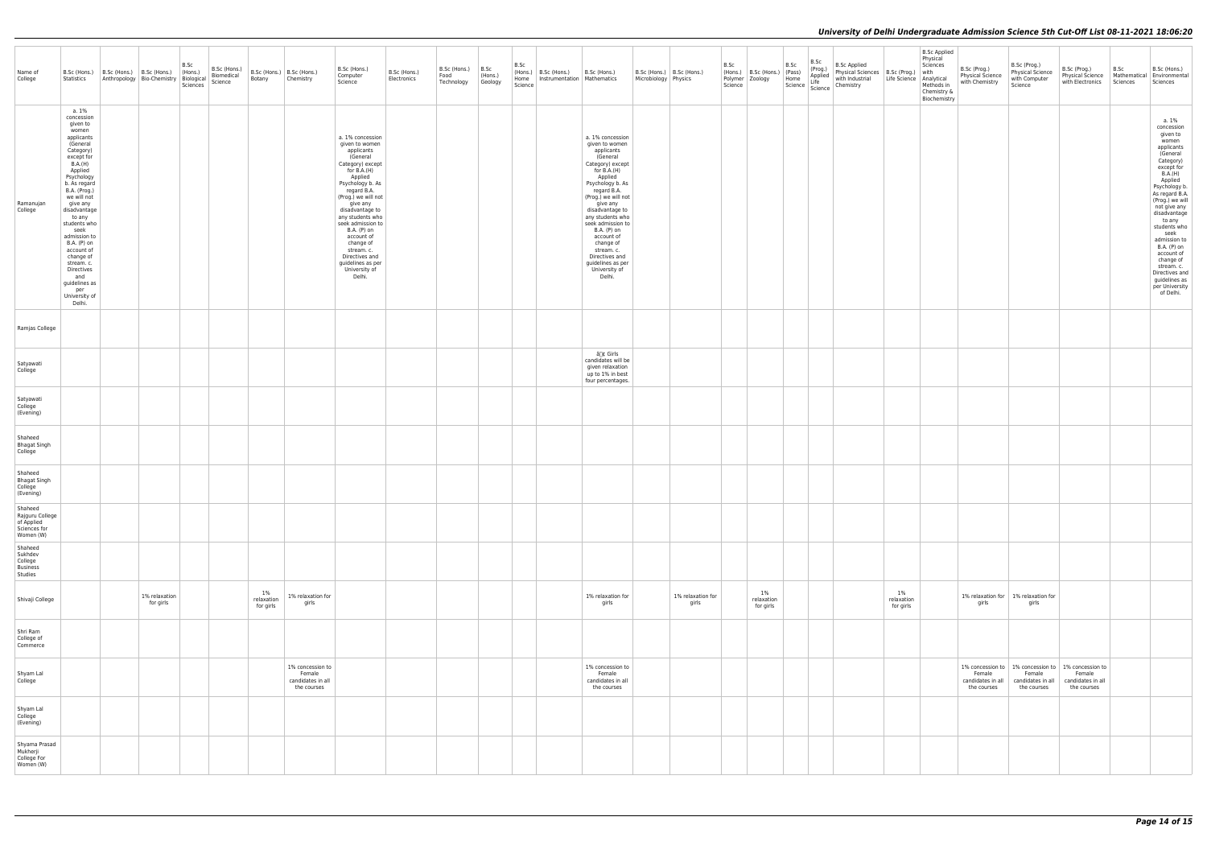| Name of College | B.Sc (Hons.) Statistics | B.Sc (Hons.) Anthropology | B.Sc (Hons.) Bio-Chemistry | B.Sc (Hons.) Biological Sciences | B.Sc (Hons.) Biomedical Science | B.Sc (Hons.) Botany | B.Sc (Hons.) Chemistry | B.Sc (Hons.) Computer Science | B.Sc (Hons.) Electronics | B.Sc (Hons.) Food Technology | B.Sc (Hons.) Geology | B.Sc (Hons.) Home Science | B.Sc (Hons.) Instrumentation | B.Sc (Hons.) Mathematics | B.Sc (Hons.) Microbiology | B.Sc (Hons.) Physics | B.Sc (Hons.) Polymer Science | B.Sc (Hons.) Zoology | B.Sc (Pass) Home Science | B.Sc (Prog.) Applied Life Science | B.Sc Applied Physical Sciences with Industrial Chemistry | B.Sc (Prog.) Life Science | B.Sc Applied Physical Sciences with Analytical Methods in Chemistry & Biochemistry | B.Sc (Prog.) Physical Science with Chemistry | B.Sc (Prog.) Physical Science with Computer Science | B.Sc (Prog.) Physical Science with Electronics | B.Sc Mathematical Sciences | B.Sc (Hons.) Environmental Sciences |
|---|---|---|---|---|---|---|---|---|---|---|---|---|---|---|---|---|---|---|---|---|---|---|---|---|---|---|---|---|
| Ramanujan College | a. 1% concession given to women applicants (General Category) except for B.A.(H) Applied Psychology b. As regard B.A. (Prog.) we will not give any disadvantage to any students who seek admission to B.A. (P) on account of change of stream. c. Directives and guidelines as per University of Delhi. | | | | | | | a. 1% concession given to women applicants (General Category) except for B.A.(H) Applied Psychology b. As regard B.A. (Prog.) we will not give any disadvantage to any students who seek admission to B.A. (P) on account of change of stream. c. Directives and guidelines as per University of Delhi. | | | | | | a. 1% concession given to women applicants (General Category) except for B.A.(H) Applied Psychology b. As regard B.A. (Prog.) we will not give any disadvantage to any students who seek admission to B.A. (P) on account of change of stream. c. Directives and guidelines as per University of Delhi. | | | | | | | | | | | | | | a. 1% concession given to women applicants (General Category) except for B.A.(H) Applied Psychology b. As regard B.A. (Prog.) we will not give any disadvantage to any students who seek admission to B.A. (P) on account of change of stream. c. Directives and guidelines as per University of Delhi. |
| Ramjas College | | | | | | | | | | | | | | | | | | | | | | | | | | | | |
| Satyawati College | | | | | | | | | | | | | | â€¢ Girls candidates will be given relaxation up to 1% in best four percentages. | | | | | | | | | | | | | | |
| Satyawati College (Evening) | | | | | | | | | | | | | | | | | | | | | | | | | | | | |
| Shaheed Bhagat Singh College | | | | | | | | | | | | | | | | | | | | | | | | | | | | |
| Shaheed Bhagat Singh College (Evening) | | | | | | | | | | | | | | | | | | | | | | | | | | | | |
| Shaheed Rajguru College of Applied Sciences for Women (W) | | | | | | | | | | | | | | | | | | | | | | | | | | | | |
| Shaheed Sukhdev College Business Studies | | | | | | | | | | | | | | | | | | | | | | | | | | | | |
| Shivaji College | | | 1% relaxation for girls | | | 1% relaxation for girls | 1% relaxation for girls | | | | | | | 1% relaxation for girls | | 1% relaxation for girls | | 1% relaxation for girls | | | | 1% relaxation for girls | | 1% relaxation for girls | 1% relaxation for girls | | | |
| Shri Ram College of Commerce | | | | | | | | | | | | | | | | | | | | | | | | | | | | |
| Shyam Lal College | | | | | | | 1% concession to Female candidates in all the courses | | | | | | | 1% concession to Female candidates in all the courses | | | | | | | | | | 1% concession to Female candidates in all the courses | 1% concession to Female candidates in all the courses | 1% concession to Female candidates in all the courses | | |
| Shyam Lal College (Evening) | | | | | | | | | | | | | | | | | | | | | | | | | | | | |
| Shyama Prasad Mukherji College For Women (W) | | | | | | | | | | | | | | | | | | | | | | | | | | | | |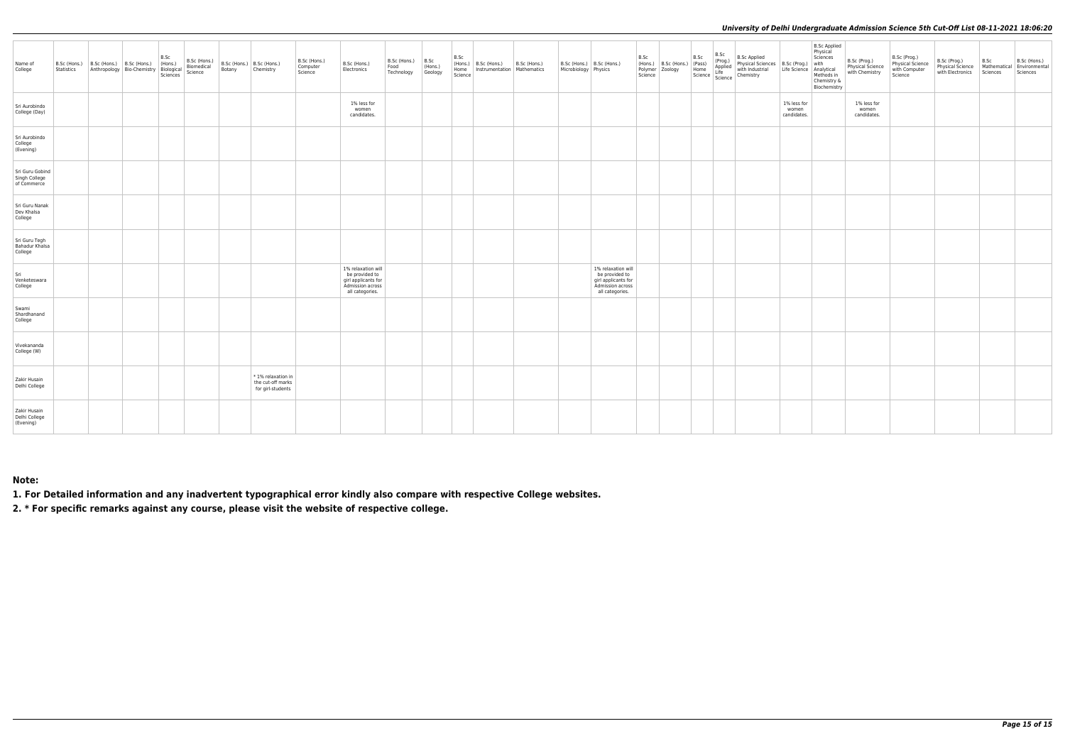| Name of College | B.Sc (Hons.) Statistics | B.Sc (Hons.) Anthropology | B.Sc (Hons.) Bio-Chemistry | B.Sc (Hons.) Biological Sciences | B.Sc (Hons.) Biomedical Science | B.Sc (Hons.) Botany | B.Sc (Hons.) Chemistry | B.Sc (Hons.) Computer Science | B.Sc (Hons.) Electronics | B.Sc (Hons.) Food Technology | B.Sc (Hons.) Geology | B.Sc (Hons.) Home Science | B.Sc (Hons.) Instrumentation | B.Sc (Hons.) Mathematics | B.Sc (Hons.) Microbiology | B.Sc (Hons.) Physics | B.Sc (Hons.) Polymer Science | B.Sc (Hons.) Zoology | B.Sc (Pass) Home Science | B.Sc (Prog.) Applied Life Science | B.Sc Applied Physical Sciences with Industrial Chemistry | B.Sc (Prog.) Life Science | B.Sc Applied Physical Sciences with Analytical Methods in Chemistry & Biochemistry | B.Sc (Prog.) Physical Science with Chemistry | B.Sc (Prog.) Physical Science with Computer Science | B.Sc (Prog.) Physical Science with Electronics | B.Sc Mathematical Sciences | B.Sc (Hons.) Environmental Sciences |
|---|---|---|---|---|---|---|---|---|---|---|---|---|---|---|---|---|---|---|---|---|---|---|---|---|---|---|---|---|
| Sri Aurobindo College (Day) | | | | | | | | | 1% less for women candidates. | | | | | | | | | | | | | 1% less for women candidates. | | 1% less for women candidates. | | | | |
| Sri Aurobindo College (Evening) | | | | | | | | | | | | | | | | | | | | | | | | | | | | |
| Sri Guru Gobind Singh College of Commerce | | | | | | | | | | | | | | | | | | | | | | | | | | | | |
| Sri Guru Nanak Dev Khalsa College | | | | | | | | | | | | | | | | | | | | | | | | | | | | |
| Sri Guru Tegh Bahadur Khalsa College | | | | | | | | | | | | | | | | | | | | | | | | | | | | |
| Sri Venketeswara College | | | | | | | | | 1% relaxation will be provided to girl applicants for Admission across all categories. | | | | | | | 1% relaxation will be provided to girl applicants for Admission across all categories. | | | | | | | | | | | | |
| Swami Shardhanand College | | | | | | | | | | | | | | | | | | | | | | | | | | | | |
| Vivekananda College (W) | | | | | | | | | | | | | | | | | | | | | | | | | | | | |
| Zakir Husain Delhi College | | | | | | | * 1% relaxation in the cut-off marks for girl-students | | | | | | | | | | | | | | | | | | | | | |
| Zakir Husain Delhi College (Evening) | | | | | | | | | | | | | | | | | | | | | | | | | | | | |

**Note:**

**1. For Detailed information and any inadvertent typographical error kindly also compare with respective College websites.**

**2. * For specific remarks against any course, please visit the website of respective college.**